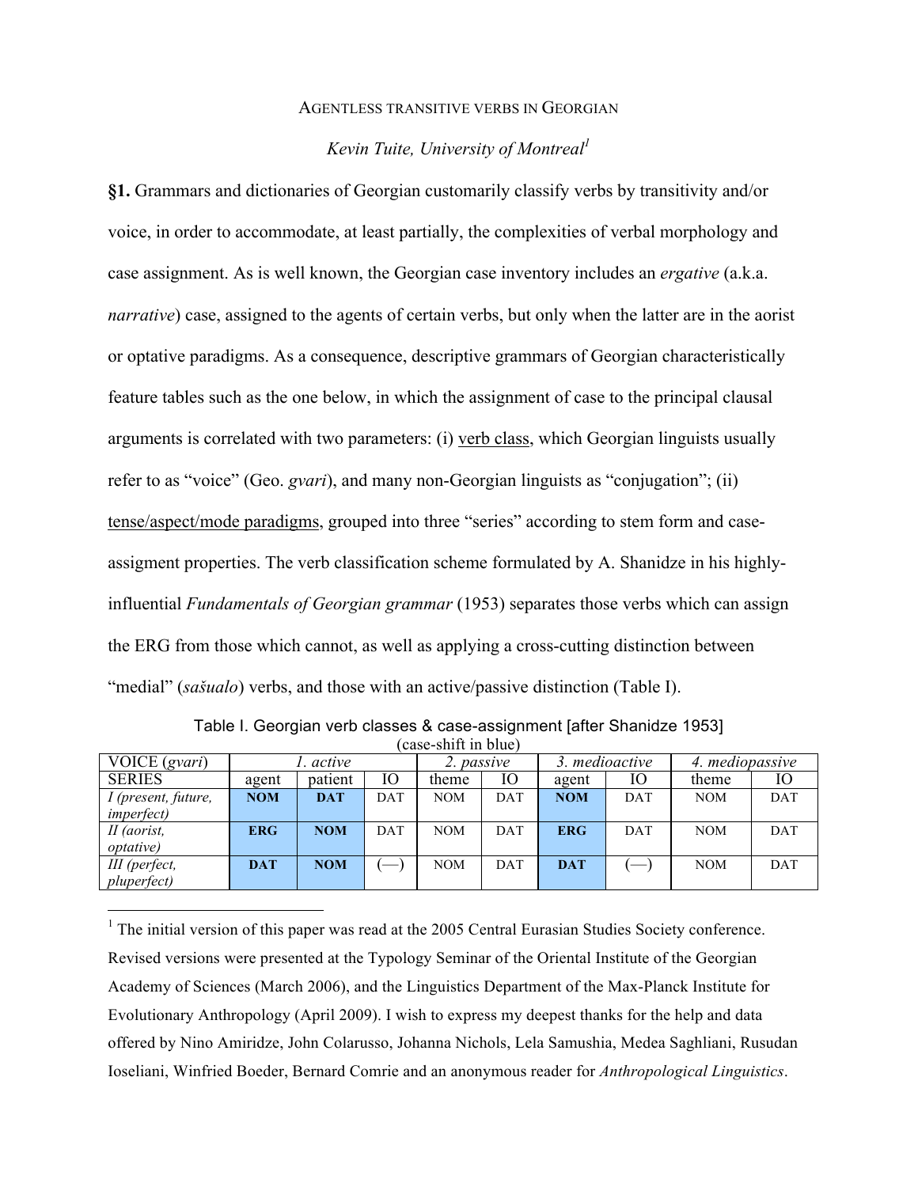AGENTLESS TRANSITIVE VERBS IN GEORGIAN

*Kevin Tuite, University of Montreal*[1]

**§1.** Grammars and dictionaries of Georgian customarily classify verbs by transitivity and/or voice, in order to accommodate, at least partially, the complexities of verbal morphology and case assignment. As is well known, the Georgian case inventory includes an *ergative* (a.k.a. *narrative*) case, assigned to the agents of certain verbs, but only when the latter are in the aorist or optative paradigms. As a consequence, descriptive grammars of Georgian characteristically feature tables such as the one below, in which the assignment of case to the principal clausal arguments is correlated with two parameters: (i) verb class, which Georgian linguists usually refer to as "voice" (Geo. *gvari*), and many non-Georgian linguists as "conjugation"; (ii) tense/aspect/mode paradigms, grouped into three "series" according to stem form and case-assigment properties. The verb classification scheme formulated by A. Shanidze in his highly-influential *Fundamentals of Georgian grammar* (1953) separates those verbs which can assign the ERG from those which cannot, as well as applying a cross-cutting distinction between "medial" (*sašualo*) verbs, and those with an active/passive distinction (Table I).

Table I. Georgian verb classes & case-assignment [after Shanidze 1953]
(case-shift in blue)

| VOICE (*gvari*) | *1. active* | | | *2. passive* | | *3. medioactive* | | *4. mediopassive* | |
|---|---|---|---|---|---|---|---|---|---|
| SERIES | agent | patient | IO | theme | IO | agent | IO | theme | IO |
| *I (present, future, imperfect)* | **NOM** | **DAT** | DAT | NOM | DAT | **NOM** | DAT | NOM | DAT |
| *II (aorist, optative)* | **ERG** | **NOM** | DAT | NOM | DAT | **ERG** | DAT | NOM | DAT |
| *III (perfect, pluperfect)* | **DAT** | **NOM** | (—) | NOM | DAT | **DAT** | (—) | NOM | DAT |

[1] The initial version of this paper was read at the 2005 Central Eurasian Studies Society conference. Revised versions were presented at the Typology Seminar of the Oriental Institute of the Georgian Academy of Sciences (March 2006), and the Linguistics Department of the Max-Planck Institute for Evolutionary Anthropology (April 2009). I wish to express my deepest thanks for the help and data offered by Nino Amiridze, John Colarusso, Johanna Nichols, Lela Samushia, Medea Saghliani, Rusudan Ioseliani, Winfried Boeder, Bernard Comrie and an anonymous reader for *Anthropological Linguistics*.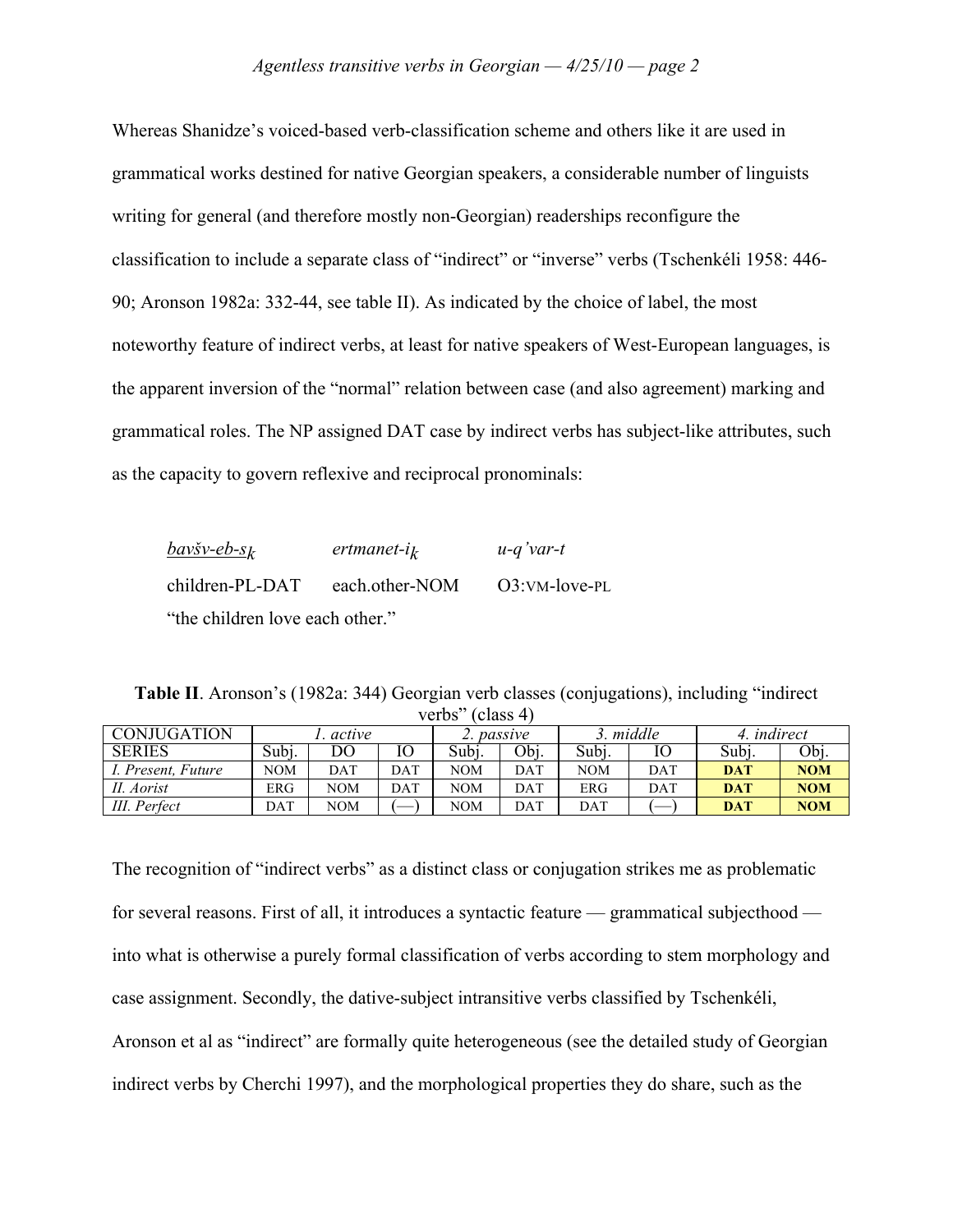Whereas Shanidze's voiced-based verb-classification scheme and others like it are used in grammatical works destined for native Georgian speakers, a considerable number of linguists writing for general (and therefore mostly non-Georgian) readerships reconfigure the classification to include a separate class of "indirect" or "inverse" verbs (Tschenkéli 1958: 446-90; Aronson 1982a: 332-44, see table II). As indicated by the choice of label, the most noteworthy feature of indirect verbs, at least for native speakers of West-European languages, is the apparent inversion of the "normal" relation between case (and also agreement) marking and grammatical roles. The NP assigned DAT case by indirect verbs has subject-like attributes, such as the capacity to govern reflexive and reciprocal pronominals:

| $\underline{bav\check{s}v\text{-}eb\text{-}s_k}$ | *ertmanet-i*$_k$ | *u-q'var-t* |
|---|---|---|
| children-PL-DAT | each.other-NOM | O3:VM-love-PL |

"the children love each other."

**Table II**. Aronson's (1982a: 344) Georgian verb classes (conjugations), including "indirect verbs" (class 4)

| CONJUGATION | *1. active* | | | *2. passive* | | *3. middle* | | *4. indirect* | |
|---|---|---|---|---|---|---|---|---|---|
| SERIES | Subj. | DO | IO | Subj. | Obj. | Subj. | IO | Subj. | Obj. |
| *I. Present, Future* | NOM | DAT | DAT | NOM | DAT | NOM | DAT | **DAT** | **NOM** |
| *II. Aorist* | ERG | NOM | DAT | NOM | DAT | ERG | DAT | **DAT** | **NOM** |
| *III. Perfect* | DAT | NOM | (—) | NOM | DAT | DAT | (—) | **DAT** | **NOM** |

The recognition of "indirect verbs" as a distinct class or conjugation strikes me as problematic for several reasons. First of all, it introduces a syntactic feature — grammatical subjecthood — into what is otherwise a purely formal classification of verbs according to stem morphology and case assignment. Secondly, the dative-subject intransitive verbs classified by Tschenkéli, Aronson et al as "indirect" are formally quite heterogeneous (see the detailed study of Georgian indirect verbs by Cherchi 1997), and the morphological properties they do share, such as the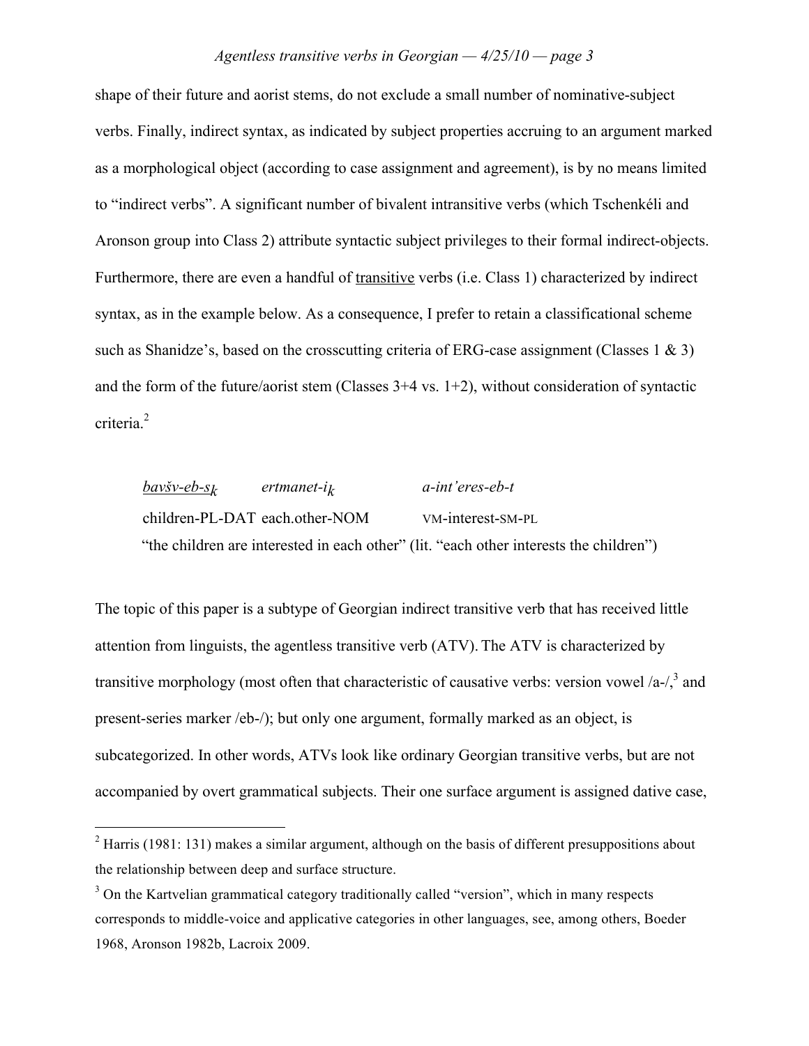shape of their future and aorist stems, do not exclude a small number of nominative-subject verbs. Finally, indirect syntax, as indicated by subject properties accruing to an argument marked as a morphological object (according to case assignment and agreement), is by no means limited to "indirect verbs". A significant number of bivalent intransitive verbs (which Tschenkéli and Aronson group into Class 2) attribute syntactic subject privileges to their formal indirect-objects. Furthermore, there are even a handful of <u>transitive</u> verbs (i.e. Class 1) characterized by indirect syntax, as in the example below. As a consequence, I prefer to retain a classificational scheme such as Shanidze's, based on the crosscutting criteria of ERG-case assignment (Classes 1 & 3) and the form of the future/aorist stem (Classes 3+4 vs. 1+2), without consideration of syntactic criteria.[2]

| *<u>bavšv-eb-s</u>$_k$* | *ertmanet-i$_k$* | *a-int'eres-eb-t* |
|---|---|---|
| children-PL-DAT | each.other-NOM | VM-interest-SM-PL |

"the children are interested in each other" (lit. "each other interests the children")

The topic of this paper is a subtype of Georgian indirect transitive verb that has received little attention from linguists, the agentless transitive verb (ATV). The ATV is characterized by transitive morphology (most often that characteristic of causative verbs: version vowel /a-/,[3] and present-series marker /eb-/); but only one argument, formally marked as an object, is subcategorized. In other words, ATVs look like ordinary Georgian transitive verbs, but are not accompanied by overt grammatical subjects. Their one surface argument is assigned dative case,

---

[2] Harris (1981: 131) makes a similar argument, although on the basis of different presuppositions about the relationship between deep and surface structure.

[3] On the Kartvelian grammatical category traditionally called "version", which in many respects corresponds to middle-voice and applicative categories in other languages, see, among others, Boeder 1968, Aronson 1982b, Lacroix 2009.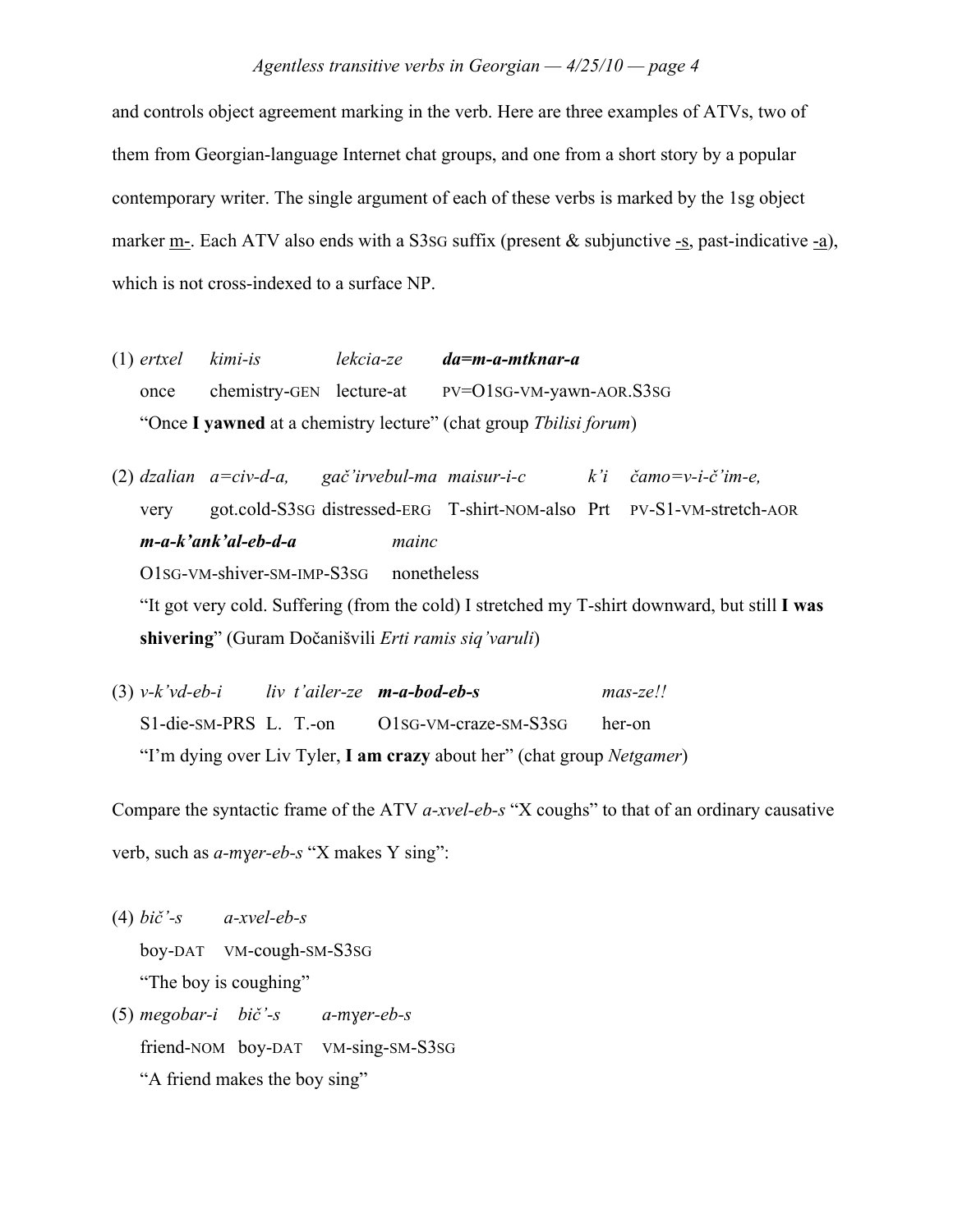and controls object agreement marking in the verb. Here are three examples of ATVs, two of them from Georgian-language Internet chat groups, and one from a short story by a popular contemporary writer. The single argument of each of these verbs is marked by the 1sg object marker m-. Each ATV also ends with a S3SG suffix (present & subjunctive -s, past-indicative -a), which is not cross-indexed to a surface NP.

(1) *ertxel* *kimi-is* *lekcia-ze* ***da=m-a-mtknar-a***
once chemistry-GEN lecture-at PV=O1SG-VM-yawn-AOR.S3SG
"Once **I yawned** at a chemistry lecture" (chat group *Tbilisi forum*)

(2) *dzalian* *a=civ-d-a,* *gač'irvebul-ma* *maisur-i-c* *k'i* *čamo=v-i-č'im-e,*
very got.cold-S3SG distressed-ERG T-shirt-NOM-also Prt PV-S1-VM-stretch-AOR
***m-a-k'ank'al-eb-d-a*** *mainc*
O1SG-VM-shiver-SM-IMP-S3SG nonetheless
"It got very cold. Suffering (from the cold) I stretched my T-shirt downward, but still **I was shivering**" (Guram Dočanišvili *Erti ramis siq'varuli*)

(3) *v-k'vd-eb-i* *liv* *t'ailer-ze* ***m-a-bod-eb-s*** *mas-ze!!*
S1-die-SM-PRS L. T.-on O1SG-VM-craze-SM-S3SG her-on
"I'm dying over Liv Tyler, **I am crazy** about her" (chat group *Netgamer*)

Compare the syntactic frame of the ATV *a-xvel-eb-s* "X coughs" to that of an ordinary causative verb, such as *a-mɣer-eb-s* "X makes Y sing":

(4) *bič'-s* *a-xvel-eb-s*
boy-DAT VM-cough-SM-S3SG
"The boy is coughing"

(5) *megobar-i* *bič'-s* *a-mɣer-eb-s*
friend-NOM boy-DAT VM-sing-SM-S3SG
"A friend makes the boy sing"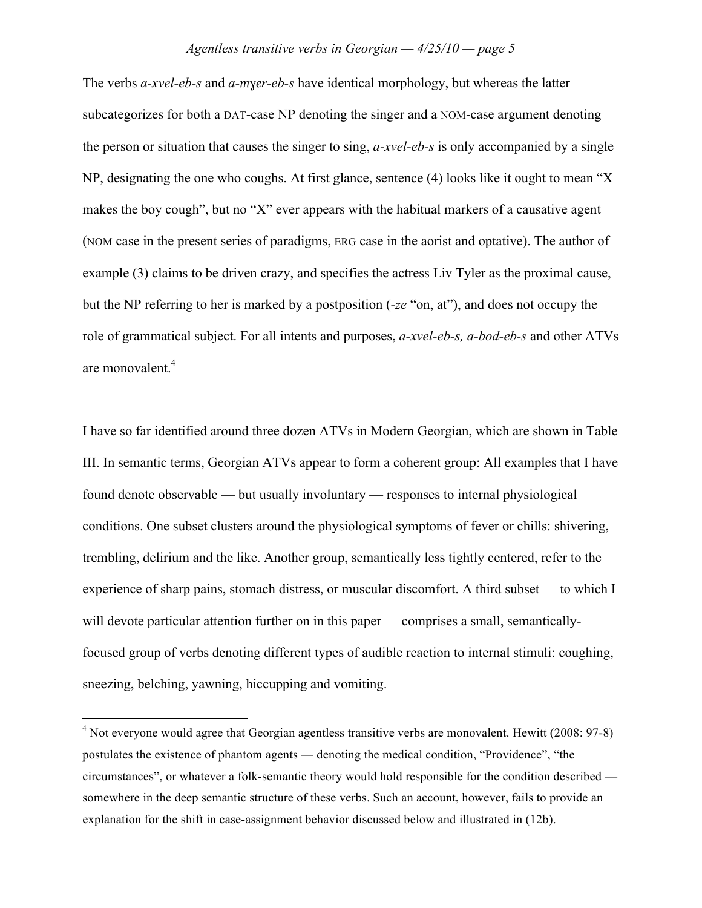The verbs *a-xvel-eb-s* and *a-mɣer-eb-s* have identical morphology, but whereas the latter subcategorizes for both a DAT-case NP denoting the singer and a NOM-case argument denoting the person or situation that causes the singer to sing, *a-xvel-eb-s* is only accompanied by a single NP, designating the one who coughs. At first glance, sentence (4) looks like it ought to mean "X makes the boy cough", but no "X" ever appears with the habitual markers of a causative agent (NOM case in the present series of paradigms, ERG case in the aorist and optative). The author of example (3) claims to be driven crazy, and specifies the actress Liv Tyler as the proximal cause, but the NP referring to her is marked by a postposition (*-ze* "on, at"), and does not occupy the role of grammatical subject. For all intents and purposes, *a-xvel-eb-s, a-bod-eb-s* and other ATVs are monovalent.[4]

I have so far identified around three dozen ATVs in Modern Georgian, which are shown in Table III. In semantic terms, Georgian ATVs appear to form a coherent group: All examples that I have found denote observable — but usually involuntary — responses to internal physiological conditions. One subset clusters around the physiological symptoms of fever or chills: shivering, trembling, delirium and the like. Another group, semantically less tightly centered, refer to the experience of sharp pains, stomach distress, or muscular discomfort. A third subset — to which I will devote particular attention further on in this paper — comprises a small, semantically-focused group of verbs denoting different types of audible reaction to internal stimuli: coughing, sneezing, belching, yawning, hiccupping and vomiting.

---

[4] Not everyone would agree that Georgian agentless transitive verbs are monovalent. Hewitt (2008: 97-8) postulates the existence of phantom agents — denoting the medical condition, "Providence", "the circumstances", or whatever a folk-semantic theory would hold responsible for the condition described — somewhere in the deep semantic structure of these verbs. Such an account, however, fails to provide an explanation for the shift in case-assignment behavior discussed below and illustrated in (12b).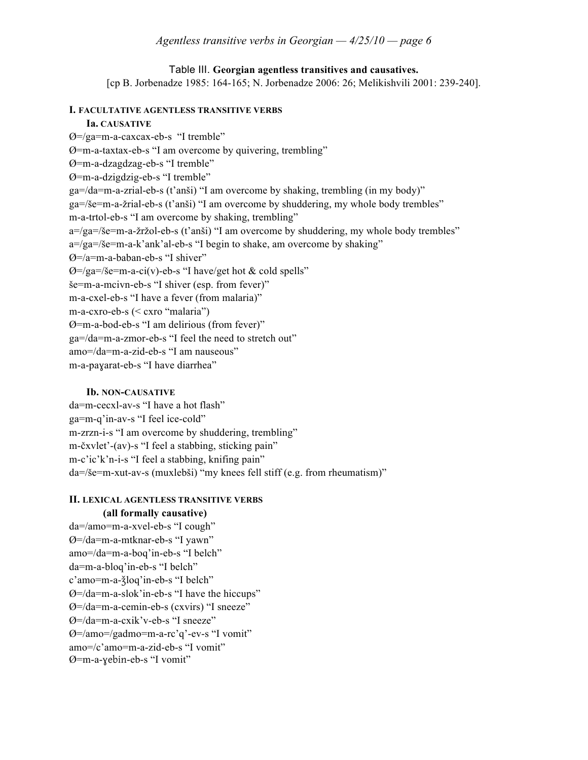Table III. **Georgian agentless transitives and causatives.**
[cp B. Jorbenadze 1985: 164-165; N. Jorbenadze 2006: 26; Melikishvili 2001: 239-240].

**I. FACULTATIVE AGENTLESS TRANSITIVE VERBS**

**Ia. CAUSATIVE**

Ø=/ga=m-a-caxcax-eb-s "I tremble"
Ø=m-a-taxtax-eb-s "I am overcome by quivering, trembling"
Ø=m-a-dzagdzag-eb-s "I tremble"
Ø=m-a-dzigdzig-eb-s "I tremble"
ga=/da=m-a-zrial-eb-s (t'anši) "I am overcome by shaking, trembling (in my body)"
ga=/še=m-a-žrial-eb-s (t'anši) "I am overcome by shuddering, my whole body trembles"
m-a-trtol-eb-s "I am overcome by shaking, trembling"
a=/ga=/še=m-a-žržol-eb-s (t'anši) "I am overcome by shuddering, my whole body trembles"
a=/ga=/še=m-a-k'ank'al-eb-s "I begin to shake, am overcome by shaking"
Ø=/a=m-a-baban-eb-s "I shiver"
Ø=/ga=/še=m-a-ci(v)-eb-s "I have/get hot & cold spells"
še=m-a-mcivn-eb-s "I shiver (esp. from fever)"
m-a-cxel-eb-s "I have a fever (from malaria)"
m-a-cxro-eb-s (< cxro "malaria")
Ø=m-a-bod-eb-s "I am delirious (from fever)"
ga=/da=m-a-zmor-eb-s "I feel the need to stretch out"
amo=/da=m-a-zid-eb-s "I am nauseous"
m-a-paɣarat-eb-s "I have diarrhea"

**Ib. NON-CAUSATIVE**

da=m-cecxl-av-s "I have a hot flash"
ga=m-q'in-av-s "I feel ice-cold"
m-zrzn-i-s "I am overcome by shuddering, trembling"
m-čxvlet'-(av)-s "I feel a stabbing, sticking pain"
m-c'ic'k'n-i-s "I feel a stabbing, knifing pain"
da=/še=m-xut-av-s (muxlebši) "my knees fell stiff (e.g. from rheumatism)"

**II. LEXICAL AGENTLESS TRANSITIVE VERBS**
**(all formally causative)**

da=/amo=m-a-xvel-eb-s "I cough"
Ø=/da=m-a-mtknar-eb-s "I yawn"
amo=/da=m-a-boq'in-eb-s "I belch"
da=m-a-bloq'in-eb-s "I belch"
c'amo=m-a-ǯloq'in-eb-s "I belch"
Ø=/da=m-a-slok'in-eb-s "I have the hiccups"
Ø=/da=m-a-cemin-eb-s (cxvirs) "I sneeze"
Ø=/da=m-a-cxik'v-eb-s "I sneeze"
Ø=/amo=/gadmo=m-a-rc'q'-ev-s "I vomit"
amo=/c'amo=m-a-zid-eb-s "I vomit"
Ø=m-a-ɣebin-eb-s "I vomit"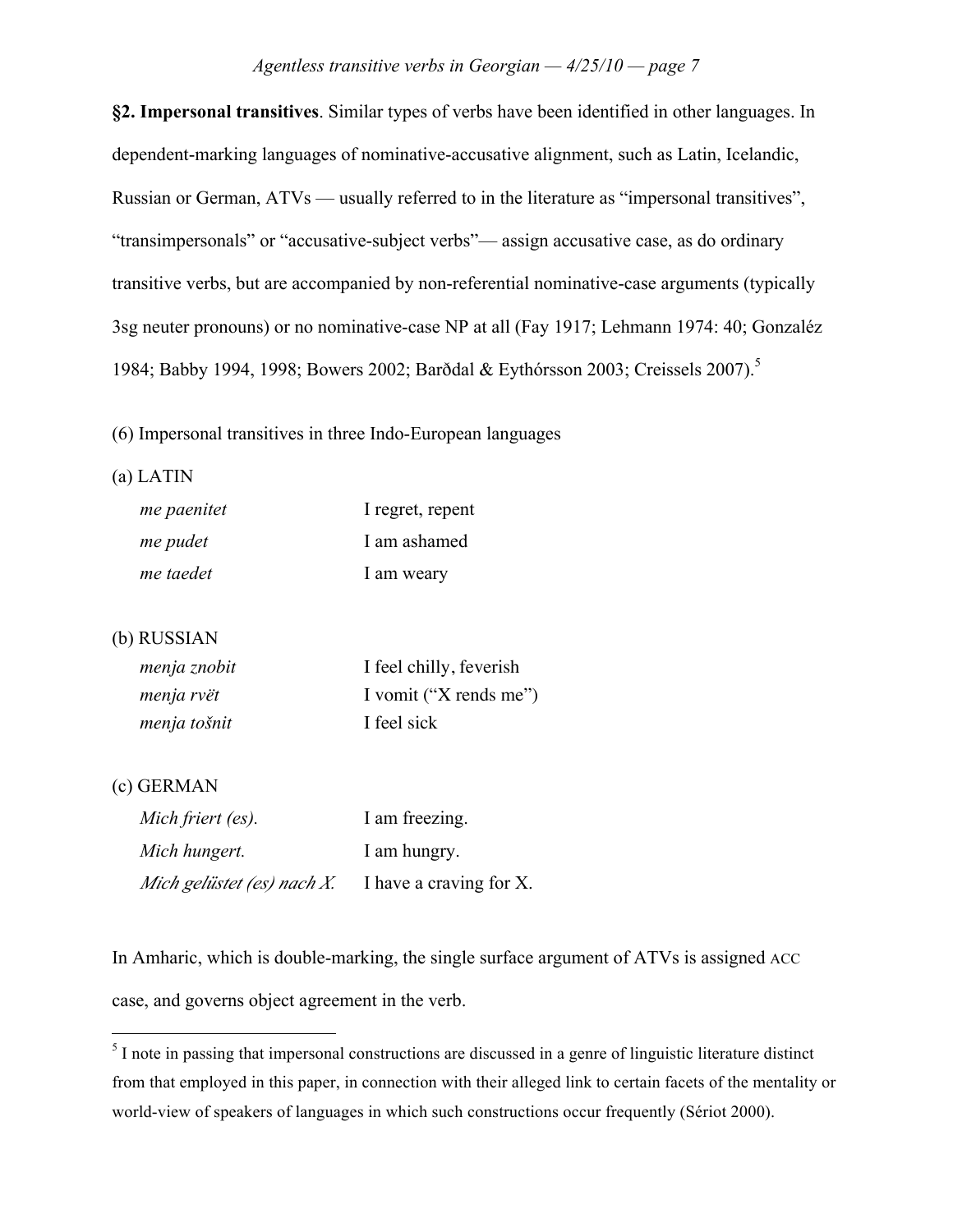**§2. Impersonal transitives**. Similar types of verbs have been identified in other languages. In dependent-marking languages of nominative-accusative alignment, such as Latin, Icelandic, Russian or German, ATVs — usually referred to in the literature as "impersonal transitives", "transimpersonals" or "accusative-subject verbs"— assign accusative case, as do ordinary transitive verbs, but are accompanied by non-referential nominative-case arguments (typically 3sg neuter pronouns) or no nominative-case NP at all (Fay 1917; Lehmann 1974: 40; Gonzaléz 1984; Babby 1994, 1998; Bowers 2002; Barðdal & Eythórsson 2003; Creissels 2007).[5]

(6) Impersonal transitives in three Indo-European languages

(a) LATIN

| | |
|---|---|
| *me paenitet* | I regret, repent |
| *me pudet* | I am ashamed |
| *me taedet* | I am weary |

(b) RUSSIAN

| | |
|---|---|
| *menja znobit* | I feel chilly, feverish |
| *menja rvët* | I vomit ("X rends me") |
| *menja tošnit* | I feel sick |

(c) GERMAN

| | |
|---|---|
| *Mich friert (es).* | I am freezing. |
| *Mich hungert.* | I am hungry. |
| *Mich gelüstet (es) nach X.* | I have a craving for X. |

In Amharic, which is double-marking, the single surface argument of ATVs is assigned ACC case, and governs object agreement in the verb.

[5] I note in passing that impersonal constructions are discussed in a genre of linguistic literature distinct from that employed in this paper, in connection with their alleged link to certain facets of the mentality or world-view of speakers of languages in which such constructions occur frequently (Sériot 2000).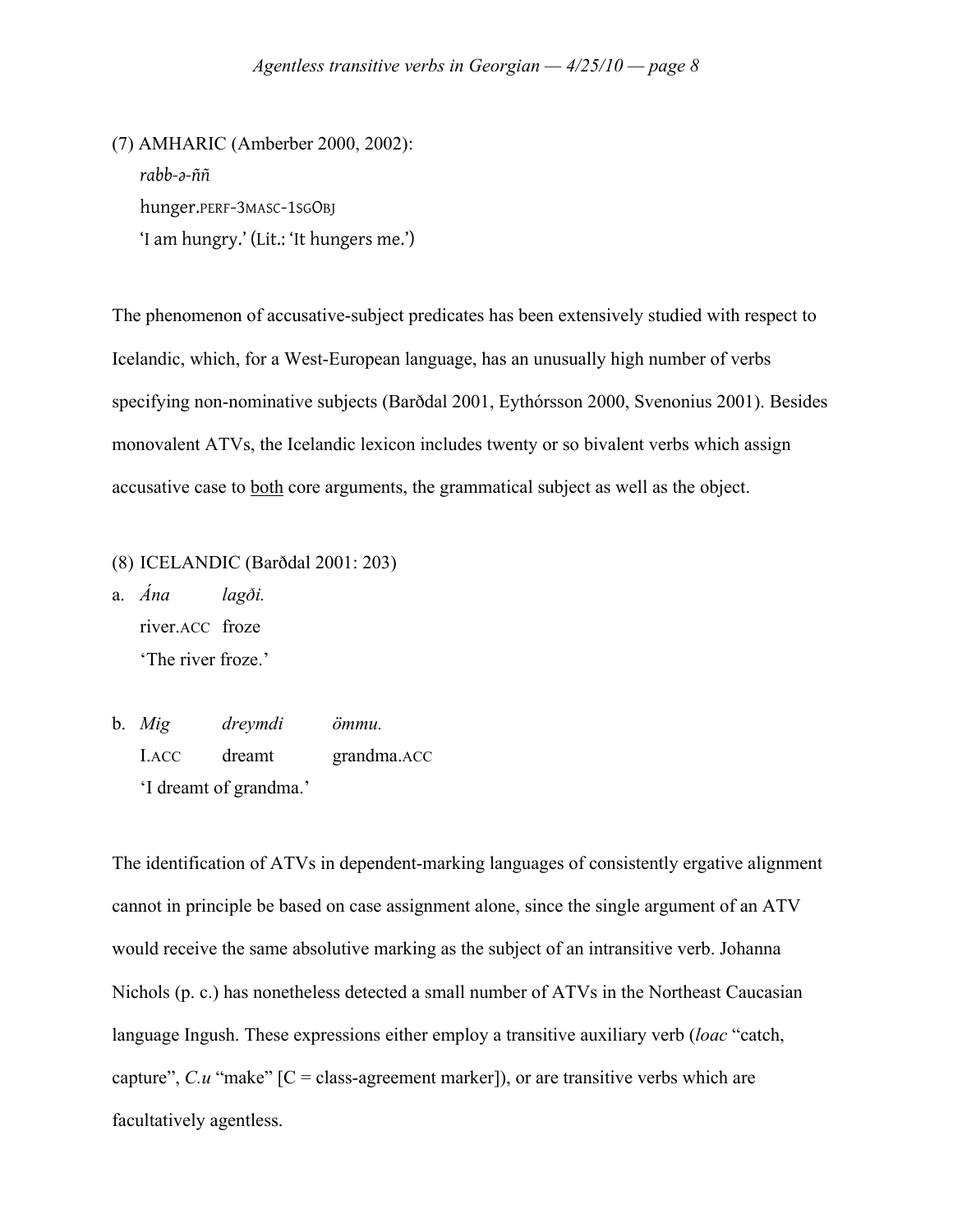(7) AMHARIC (Amberber 2000, 2002):

*rabb-ə-ññ*
hunger.PERF-3MASC-1SGOBJ
'I am hungry.' (Lit.: 'It hungers me.')

The phenomenon of accusative-subject predicates has been extensively studied with respect to Icelandic, which, for a West-European language, has an unusually high number of verbs specifying non-nominative subjects (Barðdal 2001, Eythórsson 2000, Svenonius 2001). Besides monovalent ATVs, the Icelandic lexicon includes twenty or so bivalent verbs which assign accusative case to <u>both</u> core arguments, the grammatical subject as well as the object.

(8) ICELANDIC (Barðdal 2001: 203)

a. *Ána* *lagði.*
river.ACC froze
'The river froze.'

b. *Mig* *dreymdi* *ömmu.*
I.ACC dreamt grandma.ACC
'I dreamt of grandma.'

The identification of ATVs in dependent-marking languages of consistently ergative alignment cannot in principle be based on case assignment alone, since the single argument of an ATV would receive the same absolutive marking as the subject of an intransitive verb. Johanna Nichols (p. c.) has nonetheless detected a small number of ATVs in the Northeast Caucasian language Ingush. These expressions either employ a transitive auxiliary verb (*loac* "catch, capture", *C.u* "make" [C = class-agreement marker]), or are transitive verbs which are facultatively agentless.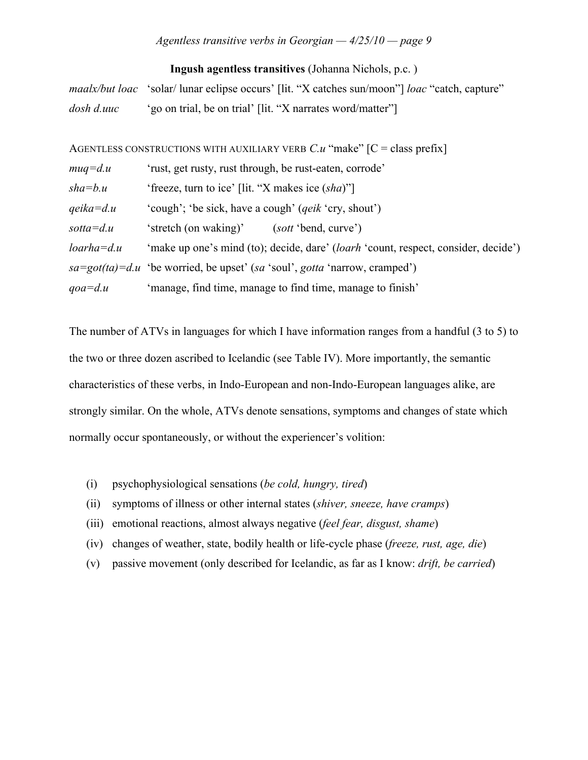**Ingush agentless transitives** (Johanna Nichols, p.c. )

| | |
|---|---|
| *maalx/but loac* | 'solar/ lunar eclipse occurs' [lit. "X catches sun/moon"] *loac* "catch, capture" |
| *dosh d.uuc* | 'go on trial, be on trial' [lit. "X narrates word/matter"] |

AGENTLESS CONSTRUCTIONS WITH AUXILIARY VERB *C.u* "make" [C = class prefix]

| | |
|---|---|
| *muq=d.u* | 'rust, get rusty, rust through, be rust-eaten, corrode' |
| *sha=b.u* | 'freeze, turn to ice' [lit. "X makes ice (*sha*)"] |
| *qeika=d.u* | 'cough'; 'be sick, have a cough' (*qeik* 'cry, shout') |
| *sotta=d.u* | 'stretch (on waking)' (*sott* 'bend, curve') |
| *loarha=d.u* | 'make up one's mind (to); decide, dare' (*loarh* 'count, respect, consider, decide') |
| *sa=got(ta)=d.u* | 'be worried, be upset' (*sa* 'soul', *gotta* 'narrow, cramped') |
| *qoa=d.u* | 'manage, find time, manage to find time, manage to finish' |

The number of ATVs in languages for which I have information ranges from a handful (3 to 5) to the two or three dozen ascribed to Icelandic (see Table IV). More importantly, the semantic characteristics of these verbs, in Indo-European and non-Indo-European languages alike, are strongly similar. On the whole, ATVs denote sensations, symptoms and changes of state which normally occur spontaneously, or without the experiencer's volition:

(i) psychophysiological sensations (*be cold, hungry, tired*)
(ii) symptoms of illness or other internal states (*shiver, sneeze, have cramps*)
(iii) emotional reactions, almost always negative (*feel fear, disgust, shame*)
(iv) changes of weather, state, bodily health or life-cycle phase (*freeze, rust, age, die*)
(v) passive movement (only described for Icelandic, as far as I know: *drift, be carried*)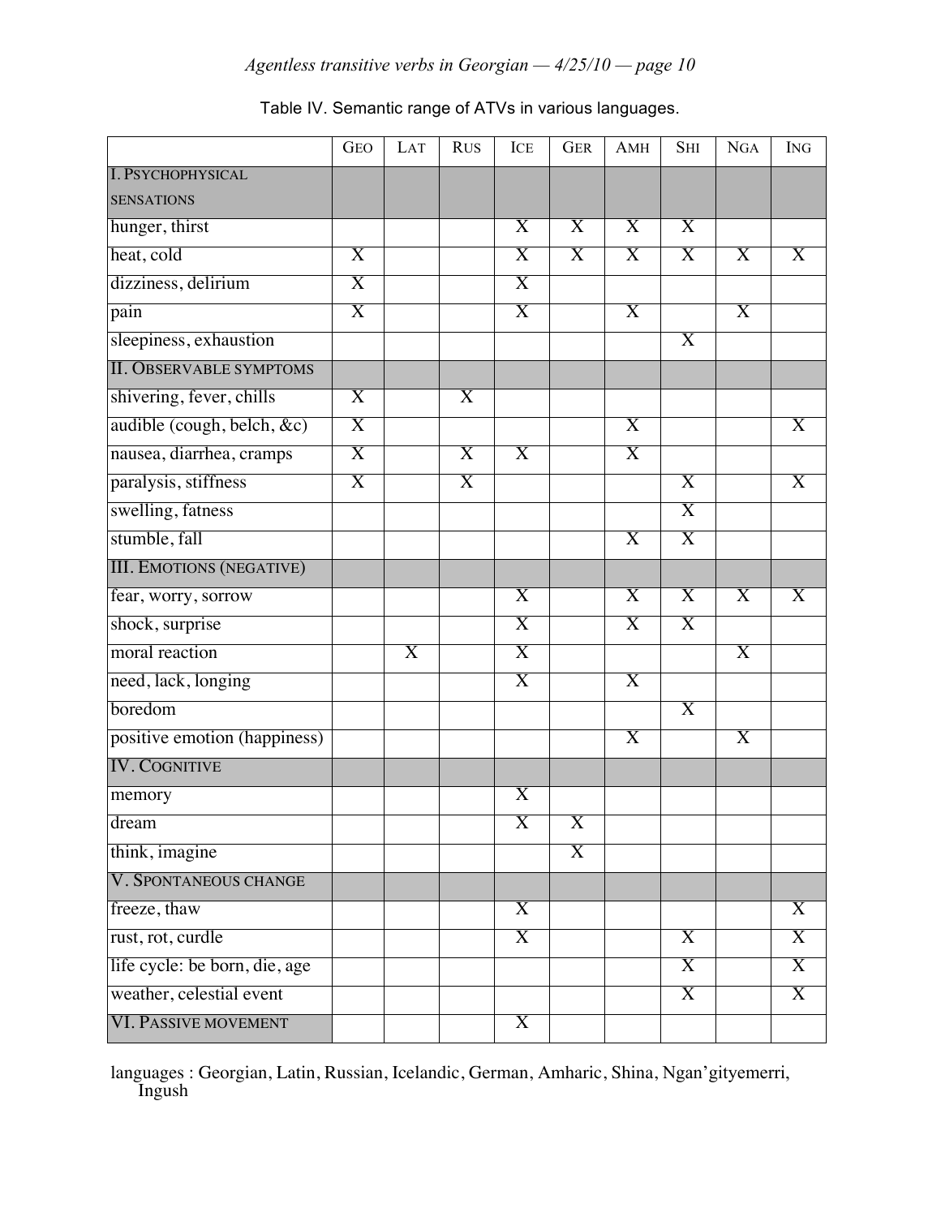Table IV. Semantic range of ATVs in various languages.

| | GEO | LAT | RUS | ICE | GER | AMH | SHI | NGA | ING |
|---|---|---|---|---|---|---|---|---|---|
| I. PSYCHOPHYSICAL SENSATIONS | | | | | | | | | |
| hunger, thirst | | | | X | X | X | X | | |
| heat, cold | X | | | X | X | X | X | X | X |
| dizziness, delirium | X | | | X | | | | | |
| pain | X | | | X | | X | | X | |
| sleepiness, exhaustion | | | | | | | X | | |
| II. OBSERVABLE SYMPTOMS | | | | | | | | | |
| shivering, fever, chills | X | | X | | | | | | |
| audible (cough, belch, &c) | X | | | | | X | | | X |
| nausea, diarrhea, cramps | X | | X | X | | X | | | |
| paralysis, stiffness | X | | X | | | | X | | X |
| swelling, fatness | | | | | | | X | | |
| stumble, fall | | | | | | X | X | | |
| III. EMOTIONS (NEGATIVE) | | | | | | | | | |
| fear, worry, sorrow | | | | X | | X | X | X | X |
| shock, surprise | | | | X | | X | X | | |
| moral reaction | | X | | X | | | | X | |
| need, lack, longing | | | | X | | X | | | |
| boredom | | | | | | | X | | |
| positive emotion (happiness) | | | | | | X | | X | |
| IV. COGNITIVE | | | | | | | | | |
| memory | | | | X | | | | | |
| dream | | | | X | X | | | | |
| think, imagine | | | | | X | | | | |
| V. SPONTANEOUS CHANGE | | | | | | | | | |
| freeze, thaw | | | | X | | | | | X |
| rust, rot, curdle | | | | X | | | X | | X |
| life cycle: be born, die, age | | | | | | | X | | X |
| weather, celestial event | | | | | | | X | | X |
| VI. PASSIVE MOVEMENT | | | | X | | | | | |

languages : Georgian, Latin, Russian, Icelandic, German, Amharic, Shina, Ngan'gityemerri, Ingush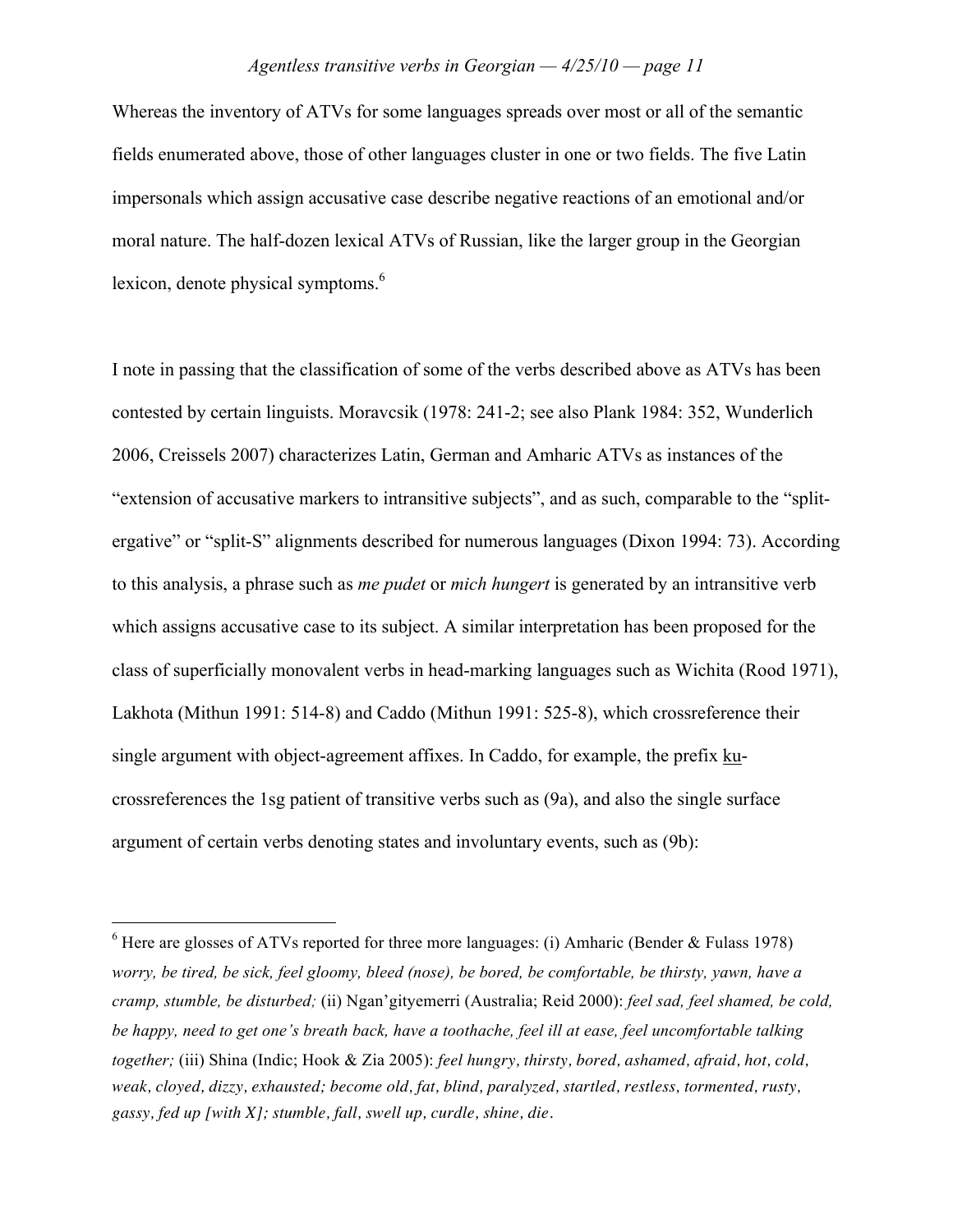Whereas the inventory of ATVs for some languages spreads over most or all of the semantic fields enumerated above, those of other languages cluster in one or two fields. The five Latin impersonals which assign accusative case describe negative reactions of an emotional and/or moral nature. The half-dozen lexical ATVs of Russian, like the larger group in the Georgian lexicon, denote physical symptoms.[6]

I note in passing that the classification of some of the verbs described above as ATVs has been contested by certain linguists. Moravcsik (1978: 241-2; see also Plank 1984: 352, Wunderlich 2006, Creissels 2007) characterizes Latin, German and Amharic ATVs as instances of the "extension of accusative markers to intransitive subjects", and as such, comparable to the "split-ergative" or "split-S" alignments described for numerous languages (Dixon 1994: 73). According to this analysis, a phrase such as *me pudet* or *mich hungert* is generated by an intransitive verb which assigns accusative case to its subject. A similar interpretation has been proposed for the class of superficially monovalent verbs in head-marking languages such as Wichita (Rood 1971), Lakhota (Mithun 1991: 514-8) and Caddo (Mithun 1991: 525-8), which crossreference their single argument with object-agreement affixes. In Caddo, for example, the prefix <u>ku</u>- crossreferences the 1sg patient of transitive verbs such as (9a), and also the single surface argument of certain verbs denoting states and involuntary events, such as (9b):

---

[6] Here are glosses of ATVs reported for three more languages: (i) Amharic (Bender & Fulass 1978) *worry, be tired, be sick, feel gloomy, bleed (nose), be bored, be comfortable, be thirsty, yawn, have a cramp, stumble, be disturbed;* (ii) Ngan'gityemerri (Australia; Reid 2000): *feel sad, feel shamed, be cold, be happy, need to get one's breath back, have a toothache, feel ill at ease, feel uncomfortable talking together;* (iii) Shina (Indic; Hook & Zia 2005): *feel hungry, thirsty, bored, ashamed, afraid, hot, cold, weak, cloyed, dizzy, exhausted; become old, fat, blind, paralyzed, startled, restless, tormented, rusty, gassy, fed up [with X]; stumble, fall, swell up, curdle, shine, die.*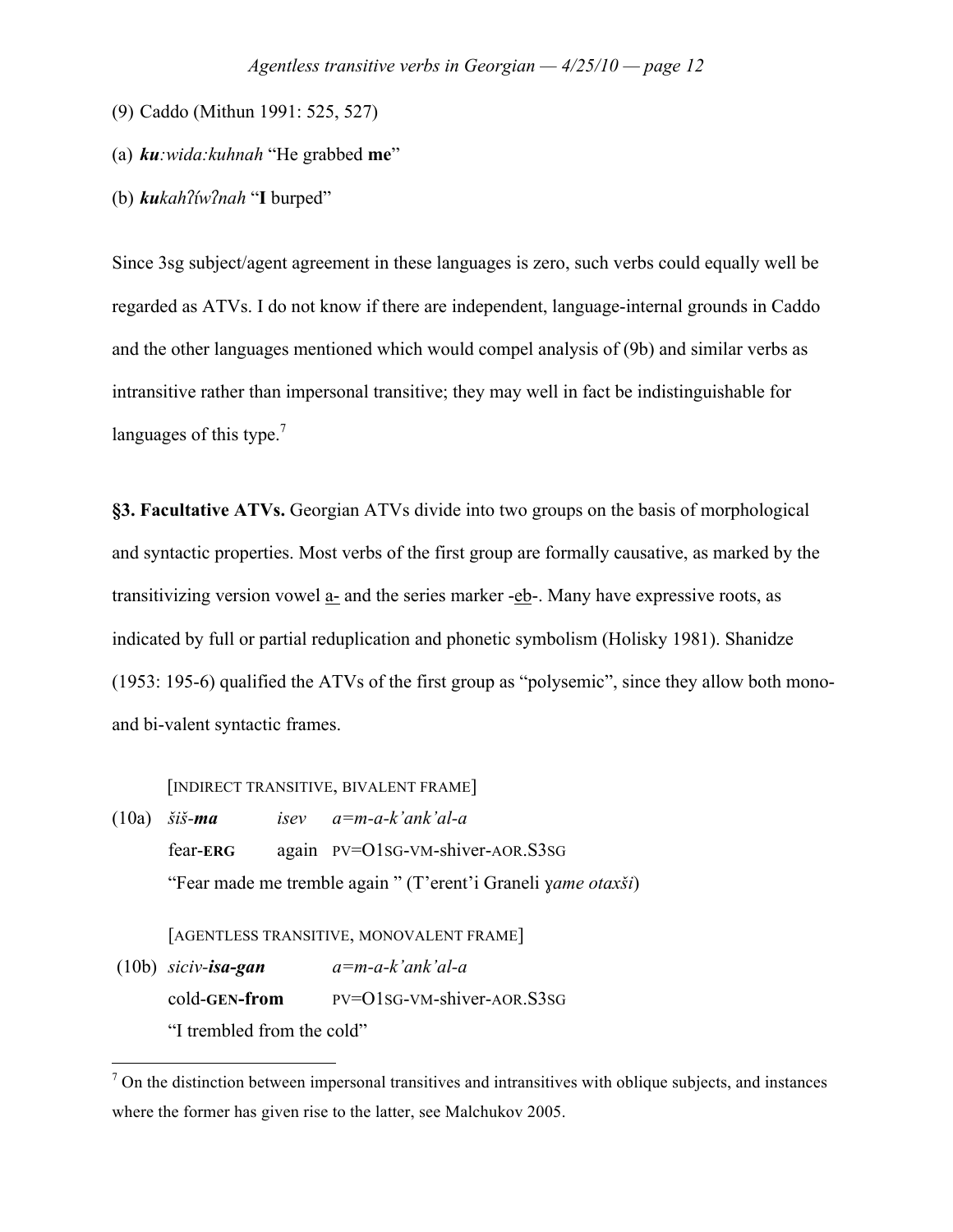(9) Caddo (Mithun 1991: 525, 527)

(a) ***ku**:wida:kuhnah* "He grabbed **me**"

(b) ***ku**kahʔíwʔnah* "**I** burped"

Since 3sg subject/agent agreement in these languages is zero, such verbs could equally well be regarded as ATVs. I do not know if there are independent, language-internal grounds in Caddo and the other languages mentioned which would compel analysis of (9b) and similar verbs as intransitive rather than impersonal transitive; they may well in fact be indistinguishable for languages of this type.[7]

**§3. Facultative ATVs.** Georgian ATVs divide into two groups on the basis of morphological and syntactic properties. Most verbs of the first group are formally causative, as marked by the transitivizing version vowel <u>a-</u> and the series marker -<u>eb</u>-. Many have expressive roots, as indicated by full or partial reduplication and phonetic symbolism (Holisky 1981). Shanidze (1953: 195-6) qualified the ATVs of the first group as "polysemic", since they allow both mono- and bi-valent syntactic frames.

[INDIRECT TRANSITIVE, BIVALENT FRAME]

(10a) *šiš-**ma*** *isev* *a=m-a-k'ank'al-a*
fear-**ERG** again PV=O1SG-VM-shiver-AOR.S3SG
"Fear made me tremble again " (T'erent'i Graneli *ɣame otaxši*)

[AGENTLESS TRANSITIVE, MONOVALENT FRAME]

(10b) *siciv-**isa-gan*** *a=m-a-k'ank'al-a*
cold-**GEN-from** PV=O1SG-VM-shiver-AOR.S3SG
"I trembled from the cold"

---

[7] On the distinction between impersonal transitives and intransitives with oblique subjects, and instances where the former has given rise to the latter, see Malchukov 2005.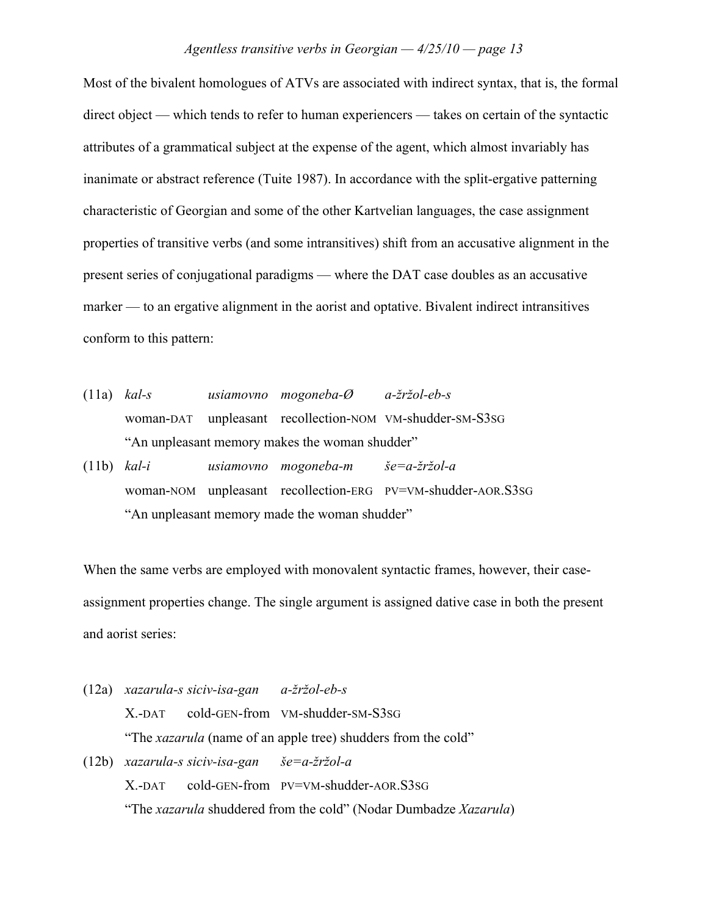Most of the bivalent homologues of ATVs are associated with indirect syntax, that is, the formal direct object — which tends to refer to human experiencers — takes on certain of the syntactic attributes of a grammatical subject at the expense of the agent, which almost invariably has inanimate or abstract reference (Tuite 1987). In accordance with the split-ergative patterning characteristic of Georgian and some of the other Kartvelian languages, the case assignment properties of transitive verbs (and some intransitives) shift from an accusative alignment in the present series of conjugational paradigms — where the DAT case doubles as an accusative marker — to an ergative alignment in the aorist and optative. Bivalent indirect intransitives conform to this pattern:

(11a) *kal-s* *usiamovno* *mogoneba-Ø* *a-žržol-eb-s*
woman-DAT unpleasant recollection-NOM VM-shudder-SM-S3SG
"An unpleasant memory makes the woman shudder"

(11b) *kal-i* *usiamovno* *mogoneba-m* *še=a-žržol-a*
woman-NOM unpleasant recollection-ERG PV=VM-shudder-AOR.S3SG
"An unpleasant memory made the woman shudder"

When the same verbs are employed with monovalent syntactic frames, however, their case-assignment properties change. The single argument is assigned dative case in both the present and aorist series:

(12a) *xazarula-s siciv-isa-gan* *a-žržol-eb-s*
X.-DAT cold-GEN-from VM-shudder-SM-S3SG
"The *xazarula* (name of an apple tree) shudders from the cold"

(12b) *xazarula-s siciv-isa-gan* *še=a-žržol-a*
X.-DAT cold-GEN-from PV=VM-shudder-AOR.S3SG
"The *xazarula* shuddered from the cold" (Nodar Dumbadze *Xazarula*)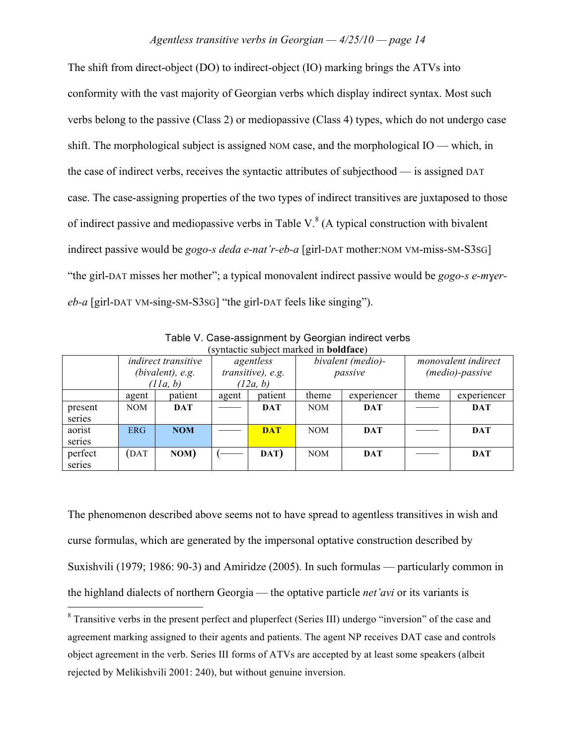The shift from direct-object (DO) to indirect-object (IO) marking brings the ATVs into conformity with the vast majority of Georgian verbs which display indirect syntax. Most such verbs belong to the passive (Class 2) or mediopassive (Class 4) types, which do not undergo case shift. The morphological subject is assigned NOM case, and the morphological IO — which, in the case of indirect verbs, receives the syntactic attributes of subjecthood — is assigned DAT case. The case-assigning properties of the two types of indirect transitives are juxtaposed to those of indirect passive and mediopassive verbs in Table V.[8] (A typical construction with bivalent indirect passive would be *gogo-s deda e-nat'r-eb-a* [girl-DAT mother:NOM VM-miss-SM-S3SG] "the girl-DAT misses her mother"; a typical monovalent indirect passive would be *gogo-s e-mɣer-eb-a* [girl-DAT VM-sing-SM-S3SG] "the girl-DAT feels like singing").

Table V. Case-assignment by Georgian indirect verbs
(syntactic subject marked in **boldface**)

| | *indirect transitive (bivalent), e.g. (11a, b)* | | *agentless transitive), e.g. (12a, b)* | | *bivalent (medio)-passive* | | *monovalent indirect (medio)-passive* | |
|---|---|---|---|---|---|---|---|---|
| | agent | patient | agent | patient | theme | experiencer | theme | experiencer |
| present series | NOM | **DAT** | ——— | **DAT** | NOM | **DAT** | ——— | **DAT** |
| aorist series | ERG | **NOM** | ——— | **DAT** | NOM | **DAT** | ——— | **DAT** |
| perfect series | (DAT | **NOM**) | (——— | **DAT**) | NOM | **DAT** | ——— | **DAT** |

The phenomenon described above seems not to have spread to agentless transitives in wish and curse formulas, which are generated by the impersonal optative construction described by Suxishvili (1979; 1986: 90-3) and Amiridze (2005). In such formulas — particularly common in the highland dialects of northern Georgia — the optative particle *net'avi* or its variants is

[8] Transitive verbs in the present perfect and pluperfect (Series III) undergo "inversion" of the case and agreement marking assigned to their agents and patients. The agent NP receives DAT case and controls object agreement in the verb. Series III forms of ATVs are accepted by at least some speakers (albeit rejected by Melikishvili 2001: 240), but without genuine inversion.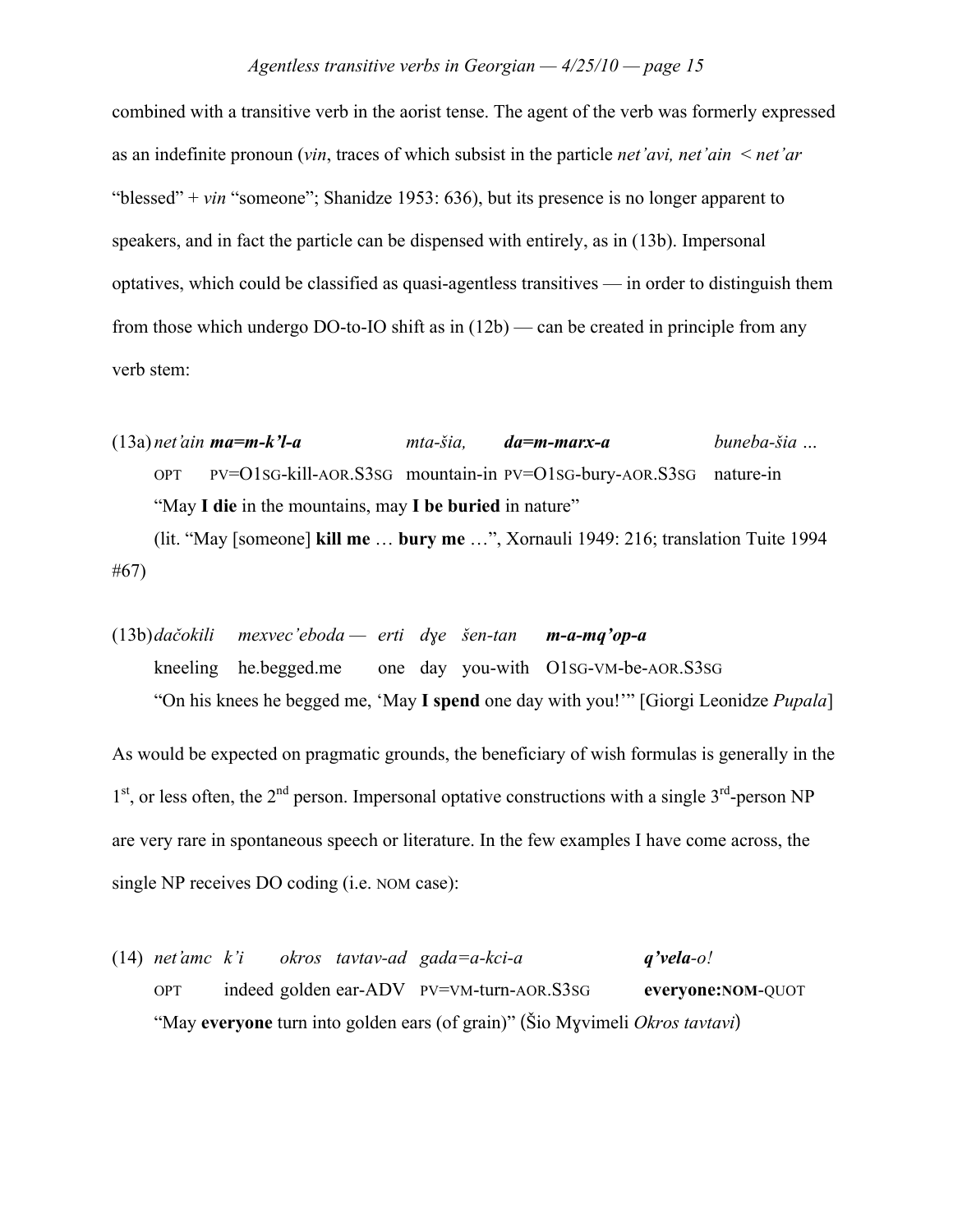combined with a transitive verb in the aorist tense. The agent of the verb was formerly expressed as an indefinite pronoun (*vin*, traces of which subsist in the particle *net'avi, net'ain < net'ar* "blessed" + *vin* "someone"; Shanidze 1953: 636), but its presence is no longer apparent to speakers, and in fact the particle can be dispensed with entirely, as in (13b). Impersonal optatives, which could be classified as quasi-agentless transitives — in order to distinguish them from those which undergo DO-to-IO shift as in (12b) — can be created in principle from any verb stem:

(13a) *net'ain* ***ma=m-k'l-a*** *mta-šia,* ***da=m-marx-a*** *buneba-šia …*
OPT PV=O1SG-kill-AOR.S3SG mountain-in PV=O1SG-bury-AOR.S3SG nature-in
"May **I die** in the mountains, may **I be buried** in nature"
(lit. "May [someone] **kill me** … **bury me** …", Xornauli 1949: 216; translation Tuite 1994 #67)

(13b) *dačokili mexvec'eboda — erti dɣe šen-tan* ***m-a-mq'op-a***
kneeling he.begged.me one day you-with O1SG-VM-be-AOR.S3SG
"On his knees he begged me, 'May **I spend** one day with you!'" [Giorgi Leonidze *Pupala*]

As would be expected on pragmatic grounds, the beneficiary of wish formulas is generally in the 1st, or less often, the 2nd person. Impersonal optative constructions with a single 3rd-person NP are very rare in spontaneous speech or literature. In the few examples I have come across, the single NP receives DO coding (i.e. NOM case):

(14) *net'amc k'i okros tavtav-ad gada=a-kci-a* ***q'vela****-o!*
OPT indeed golden ear-ADV PV=VM-turn-AOR.S3SG **everyone:NOM**-QUOT
"May **everyone** turn into golden ears (of grain)" (Šio Mɣvimeli *Okros tavtavi*)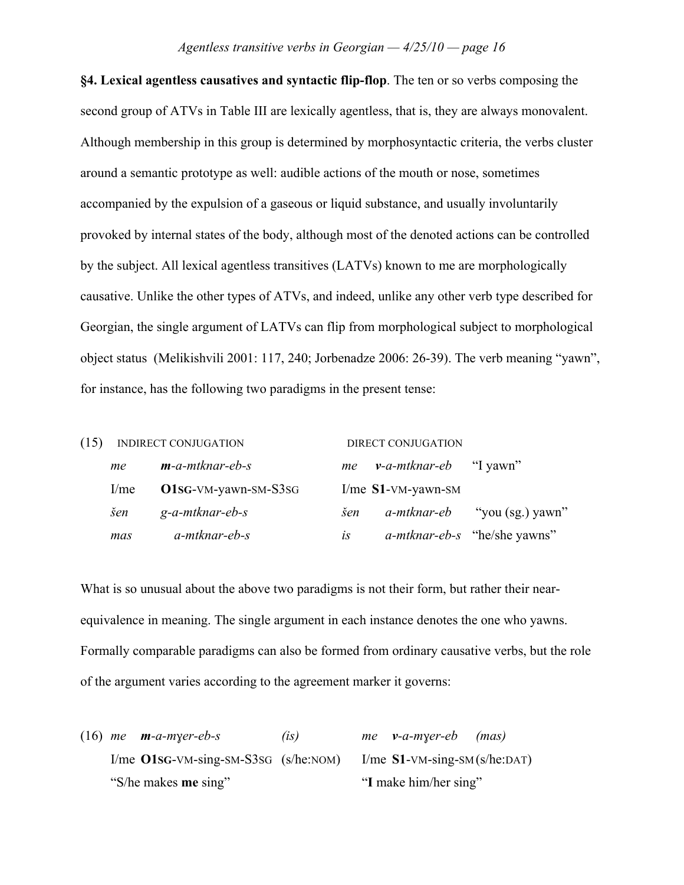**§4. Lexical agentless causatives and syntactic flip-flop**. The ten or so verbs composing the second group of ATVs in Table III are lexically agentless, that is, they are always monovalent. Although membership in this group is determined by morphosyntactic criteria, the verbs cluster around a semantic prototype as well: audible actions of the mouth or nose, sometimes accompanied by the expulsion of a gaseous or liquid substance, and usually involuntarily provoked by internal states of the body, although most of the denoted actions can be controlled by the subject. All lexical agentless transitives (LATVs) known to me are morphologically causative. Unlike the other types of ATVs, and indeed, unlike any other verb type described for Georgian, the single argument of LATVs can flip from morphological subject to morphological object status (Melikishvili 2001: 117, 240; Jorbenadze 2006: 26-39). The verb meaning "yawn", for instance, has the following two paradigms in the present tense:

(15)

| | INDIRECT CONJUGATION | | DIRECT CONJUGATION | |
|---|---|---|---|---|
| *me* | ***m**-a-mtknar-eb-s* | *me* | ***v**-a-mtknar-eb* | "I yawn" |
| I/me | **O1SG**-VM-yawn-SM-S3SG | I/me | **S1**-VM-yawn-SM | |
| *šen* | *g-a-mtknar-eb-s* | *šen* | *a-mtknar-eb* | "you (sg.) yawn" |
| *mas* | *a-mtknar-eb-s* | *is* | *a-mtknar-eb-s* | "he/she yawns" |

What is so unusual about the above two paradigms is not their form, but rather their near-equivalence in meaning. The single argument in each instance denotes the one who yawns. Formally comparable paradigms can also be formed from ordinary causative verbs, but the role of the argument varies according to the agreement marker it governs:

(16)

| | | | | | |
|---|---|---|---|---|---|
| *me* | ***m**-a-mɣer-eb-s* | *(is)* | *me* | ***v**-a-mɣer-eb* | *(mas)* |
| I/me | **O1SG**-VM-sing-SM-S3SG | (s/he:NOM) | I/me | **S1**-VM-sing-SM | (s/he:DAT) |
| "S/he makes **me** sing" | | | "**I** make him/her sing" | | |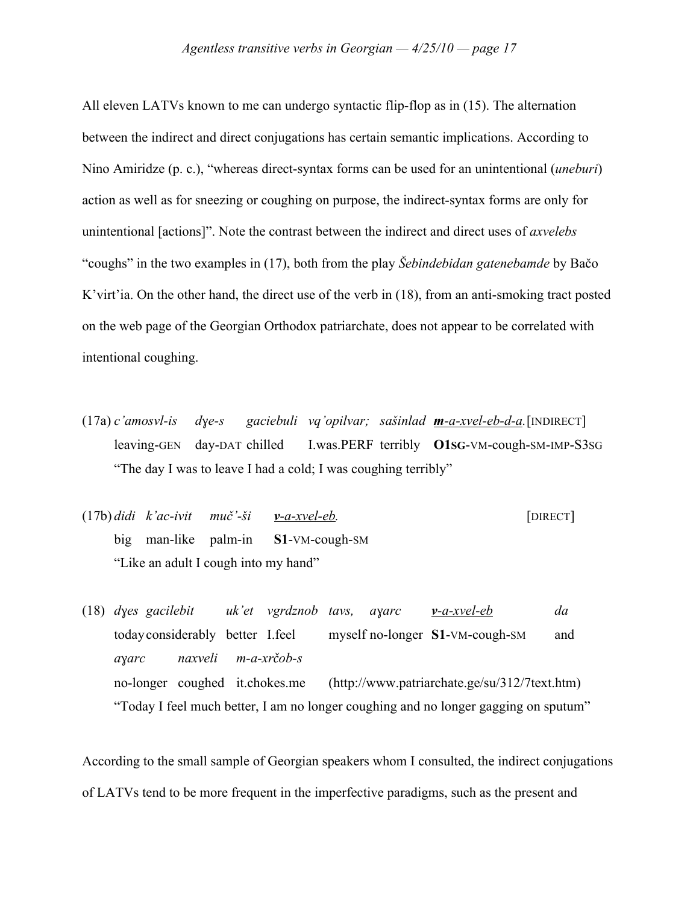All eleven LATVs known to me can undergo syntactic flip-flop as in (15). The alternation between the indirect and direct conjugations has certain semantic implications. According to Nino Amiridze (p. c.), "whereas direct-syntax forms can be used for an unintentional (*uneburi*) action as well as for sneezing or coughing on purpose, the indirect-syntax forms are only for unintentional [actions]". Note the contrast between the indirect and direct uses of *axvelebs* "coughs" in the two examples in (17), both from the play *Šebindebidan gatenebamde* by Bačo K'virt'ia. On the other hand, the direct use of the verb in (18), from an anti-smoking tract posted on the web page of the Georgian Orthodox patriarchate, does not appear to be correlated with intentional coughing.

(17a) *c'amosvl-is dɣe-s gaciebuli vq'opilvar; sašinlad* ***m**-a-xvel-eb-d-a.* [INDIRECT]
leaving-GEN day-DAT chilled I.was.PERF terribly **O1SG**-VM-cough-SM-IMP-S3SG
"The day I was to leave I had a cold; I was coughing terribly"

(17b) *didi k'ac-ivit muč'-ši* ***v**-a-xvel-eb.* [DIRECT]
big man-like palm-in **S1**-VM-cough-SM
"Like an adult I cough into my hand"

(18) *dɣes gacilebit uk'et vgrdznob tavs, aɣarc* ***v**-a-xvel-eb da*
today considerably better I.feel myself no-longer **S1**-VM-cough-SM and
*aɣarc naxveli m-a-xrčob-s*
no-longer coughed it.chokes.me (http://www.patriarchate.ge/su/312/7text.htm)
"Today I feel much better, I am no longer coughing and no longer gagging on sputum"

According to the small sample of Georgian speakers whom I consulted, the indirect conjugations of LATVs tend to be more frequent in the imperfective paradigms, such as the present and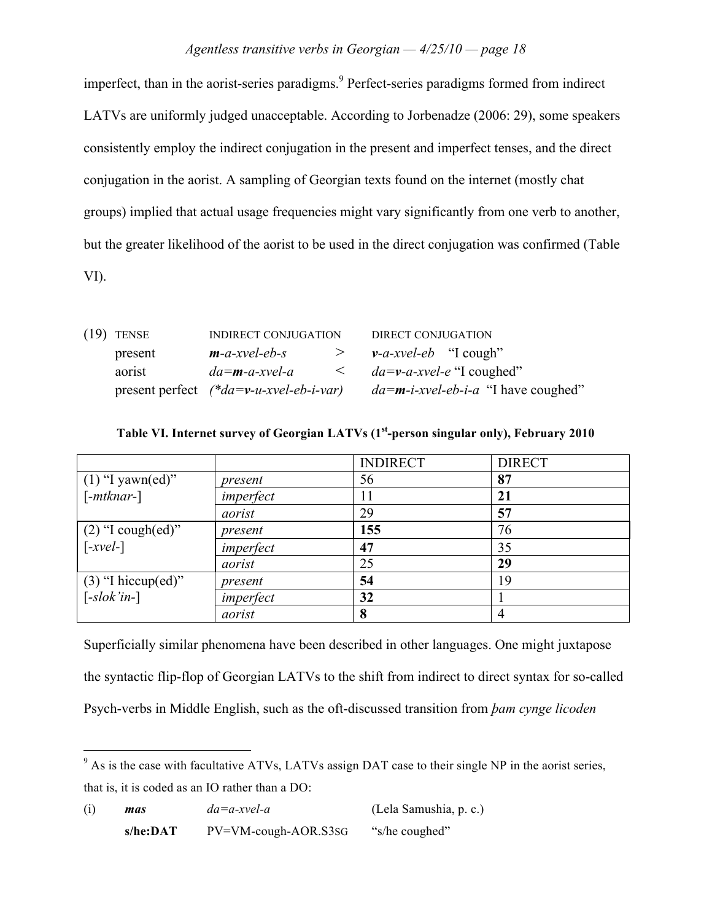imperfect, than in the aorist-series paradigms.[9] Perfect-series paradigms formed from indirect LATVs are uniformly judged unacceptable. According to Jorbenadze (2006: 29), some speakers consistently employ the indirect conjugation in the present and imperfect tenses, and the direct conjugation in the aorist. A sampling of Georgian texts found on the internet (mostly chat groups) implied that actual usage frequencies might vary significantly from one verb to another, but the greater likelihood of the aorist to be used in the direct conjugation was confirmed (Table VI).

(19)

| TENSE | INDIRECT CONJUGATION | | DIRECT CONJUGATION |
|---|---|---|---|
| present | ***m***-*a-xvel-eb-s* | > | ***v***-*a-xvel-eb* "I cough" |
| aorist | *da=**m**-a-xvel-a* | < | *da=**v**-a-xvel-e* "I coughed" |
| present perfect | *(\*da=**v**-u-xvel-eb-i-var)* | | *da=**m**-i-xvel-eb-i-a* "I have coughed" |

**Table VI. Internet survey of Georgian LATVs (1st-person singular only), February 2010**

| | | INDIRECT | DIRECT |
|---|---|---|---|
| (1) "I yawn(ed)" [-*mtknar*-] | *present* | 56 | **87** |
| | *imperfect* | 11 | **21** |
| | *aorist* | 29 | **57** |
| (2) "I cough(ed)" [-*xvel*-] | *present* | **155** | 76 |
| | *imperfect* | **47** | 35 |
| | *aorist* | 25 | **29** |
| (3) "I hiccup(ed)" [-*slok'in*-] | *present* | **54** | 19 |
| | *imperfect* | **32** | 1 |
| | *aorist* | **8** | 4 |

Superficially similar phenomena have been described in other languages. One might juxtapose the syntactic flip-flop of Georgian LATVs to the shift from indirect to direct syntax for so-called Psych-verbs in Middle English, such as the oft-discussed transition from *þam cynge licoden*

---

[9] As is the case with facultative ATVs, LATVs assign DAT case to their single NP in the aorist series, that is, it is coded as an IO rather than a DO:

(i) ***mas*** *da=a-xvel-a* (Lela Samushia, p. c.)
**s/he:DAT** PV=VM-cough-AOR.S3SG "s/he coughed"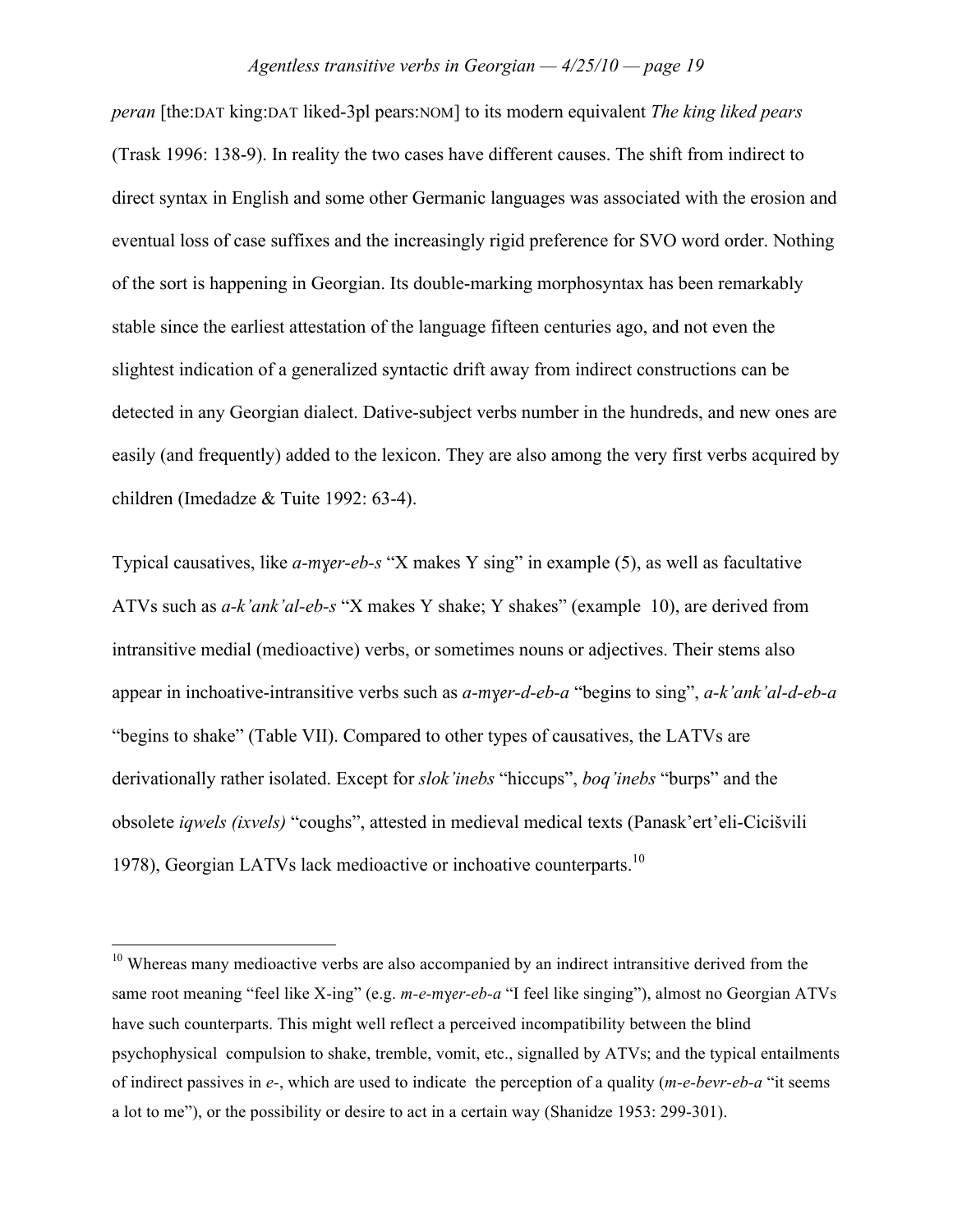*peran* [the:DAT king:DAT liked-3pl pears:NOM] to its modern equivalent *The king liked pears* (Trask 1996: 138-9). In reality the two cases have different causes. The shift from indirect to direct syntax in English and some other Germanic languages was associated with the erosion and eventual loss of case suffixes and the increasingly rigid preference for SVO word order. Nothing of the sort is happening in Georgian. Its double-marking morphosyntax has been remarkably stable since the earliest attestation of the language fifteen centuries ago, and not even the slightest indication of a generalized syntactic drift away from indirect constructions can be detected in any Georgian dialect. Dative-subject verbs number in the hundreds, and new ones are easily (and frequently) added to the lexicon. They are also among the very first verbs acquired by children (Imedadze & Tuite 1992: 63-4).

Typical causatives, like *a-mɣer-eb-s* "X makes Y sing" in example (5), as well as facultative ATVs such as *a-k'ank'al-eb-s* "X makes Y shake; Y shakes" (example 10), are derived from intransitive medial (medioactive) verbs, or sometimes nouns or adjectives. Their stems also appear in inchoative-intransitive verbs such as *a-mɣer-d-eb-a* "begins to sing", *a-k'ank'al-d-eb-a* "begins to shake" (Table VII). Compared to other types of causatives, the LATVs are derivationally rather isolated. Except for *slok'inebs* "hiccups", *boq'inebs* "burps" and the obsolete *iqwels (ixvels)* "coughs", attested in medieval medical texts (Panask'ert'eli-Cicišvili 1978), Georgian LATVs lack medioactive or inchoative counterparts.[10]

---

[10] Whereas many medioactive verbs are also accompanied by an indirect intransitive derived from the same root meaning "feel like X-ing" (e.g. *m-e-mɣer-eb-a* "I feel like singing"), almost no Georgian ATVs have such counterparts. This might well reflect a perceived incompatibility between the blind psychophysical compulsion to shake, tremble, vomit, etc., signalled by ATVs; and the typical entailments of indirect passives in *e-*, which are used to indicate the perception of a quality (*m-e-bevr-eb-a* "it seems a lot to me"), or the possibility or desire to act in a certain way (Shanidze 1953: 299-301).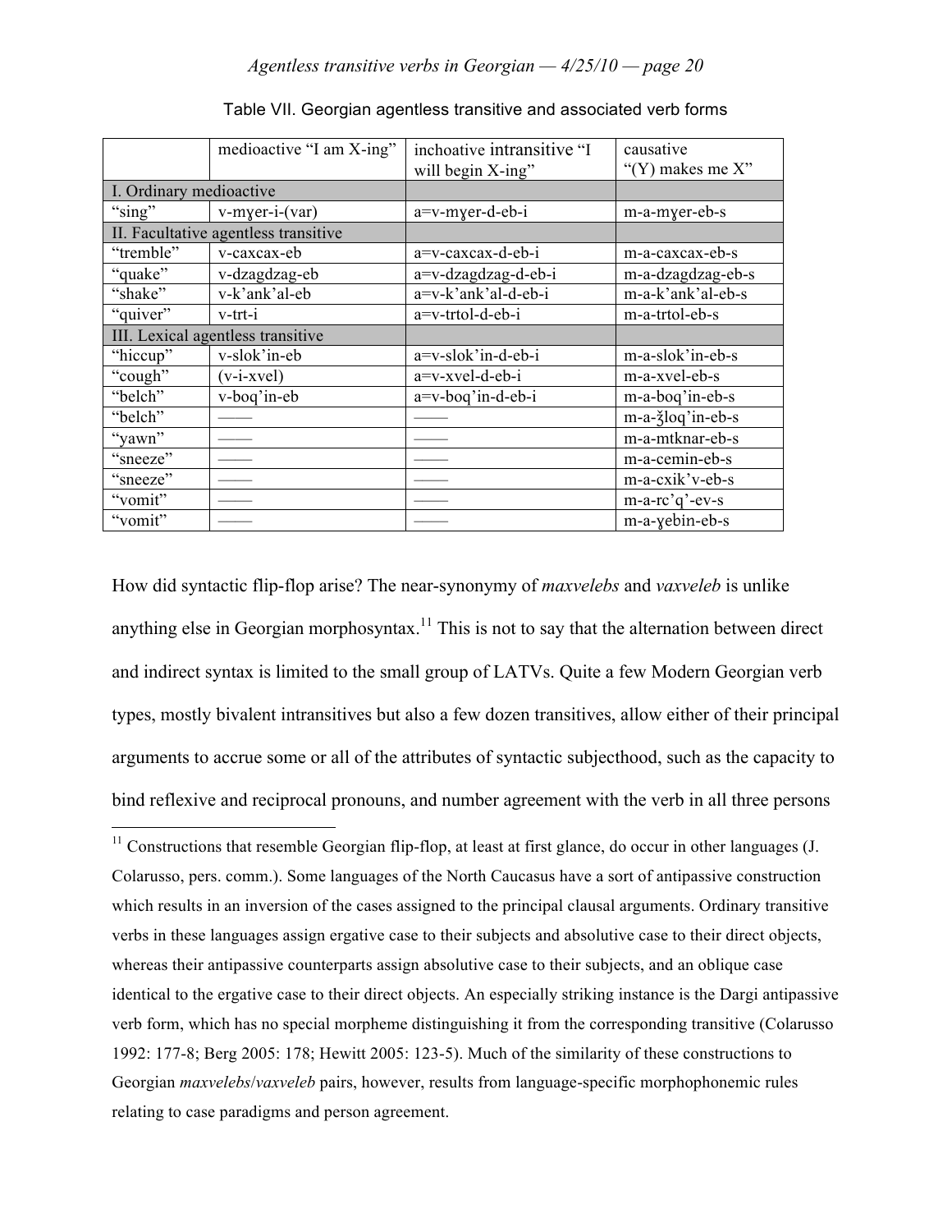Table VII. Georgian agentless transitive and associated verb forms

| | medioactive "I am X-ing" | inchoative intransitive "I will begin X-ing" | causative "(Y) makes me X" |
|---|---|---|---|
| I. Ordinary medioactive | | | |
| "sing" | v-mɣer-i-(var) | a=v-mɣer-d-eb-i | m-a-mɣer-eb-s |
| II. Facultative agentless transitive | | | |
| "tremble" | v-caxcax-eb | a=v-caxcax-d-eb-i | m-a-caxcax-eb-s |
| "quake" | v-dzagdzag-eb | a=v-dzagdzag-d-eb-i | m-a-dzagdzag-eb-s |
| "shake" | v-k'ank'al-eb | a=v-k'ank'al-d-eb-i | m-a-k'ank'al-eb-s |
| "quiver" | v-trt-i | a=v-trtol-d-eb-i | m-a-trtol-eb-s |
| III. Lexical agentless transitive | | | |
| "hiccup" | v-slok'in-eb | a=v-slok'in-d-eb-i | m-a-slok'in-eb-s |
| "cough" | (v-i-xvel) | a=v-xvel-d-eb-i | m-a-xvel-eb-s |
| "belch" | v-boq'in-eb | a=v-boq'in-d-eb-i | m-a-boq'in-eb-s |
| "belch" | —— | —— | m-a-ǯloq'in-eb-s |
| "yawn" | —— | —— | m-a-mtknar-eb-s |
| "sneeze" | —— | —— | m-a-cemin-eb-s |
| "sneeze" | —— | —— | m-a-cxik'v-eb-s |
| "vomit" | —— | —— | m-a-rc'q'-ev-s |
| "vomit" | —— | —— | m-a-ɣebin-eb-s |

How did syntactic flip-flop arise? The near-synonymy of *maxvelebs* and *vaxveleb* is unlike anything else in Georgian morphosyntax.[11] This is not to say that the alternation between direct and indirect syntax is limited to the small group of LATVs. Quite a few Modern Georgian verb types, mostly bivalent intransitives but also a few dozen transitives, allow either of their principal arguments to accrue some or all of the attributes of syntactic subjecthood, such as the capacity to bind reflexive and reciprocal pronouns, and number agreement with the verb in all three persons

[11] Constructions that resemble Georgian flip-flop, at least at first glance, do occur in other languages (J. Colarusso, pers. comm.). Some languages of the North Caucasus have a sort of antipassive construction which results in an inversion of the cases assigned to the principal clausal arguments. Ordinary transitive verbs in these languages assign ergative case to their subjects and absolutive case to their direct objects, whereas their antipassive counterparts assign absolutive case to their subjects, and an oblique case identical to the ergative case to their direct objects. An especially striking instance is the Dargi antipassive verb form, which has no special morpheme distinguishing it from the corresponding transitive (Colarusso 1992: 177-8; Berg 2005: 178; Hewitt 2005: 123-5). Much of the similarity of these constructions to Georgian *maxvelebs*/*vaxveleb* pairs, however, results from language-specific morphophonemic rules relating to case paradigms and person agreement.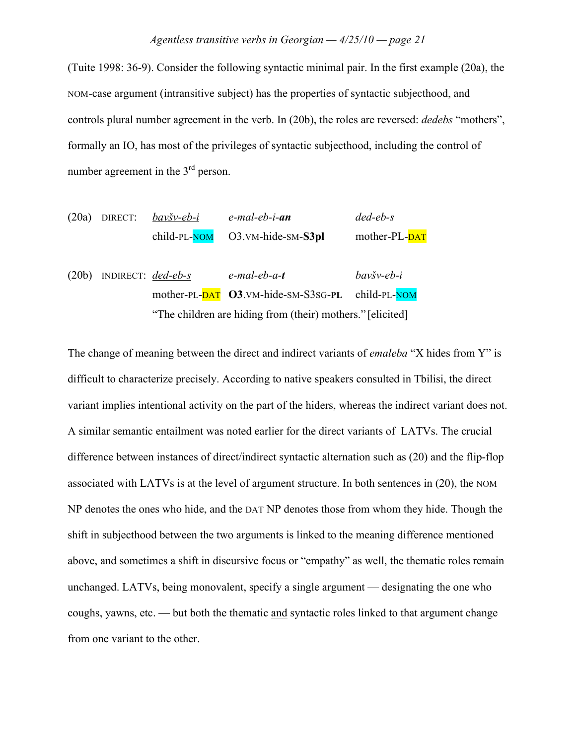(Tuite 1998: 36-9). Consider the following syntactic minimal pair. In the first example (20a), the NOM-case argument (intransitive subject) has the properties of syntactic subjecthood, and controls plural number agreement in the verb. In (20b), the roles are reversed: *dedebs* "mothers", formally an IO, has most of the privileges of syntactic subjecthood, including the control of number agreement in the 3rd person.

| | | | | |
|---|---|---|---|---|
| (20a) | DIRECT: | *bavšv-eb-i* | *e-mal-eb-i-**an*** | *ded-eb-s* |
| | | child-PL-NOM | O3.VM-hide-SM-**S3pl** | mother-PL-DAT |
| | | | | |
| (20b) | INDIRECT: | *ded-eb-s* | *e-mal-eb-a-**t*** | *bavšv-eb-i* |
| | | mother-PL-DAT | **O3**.VM-hide-SM-S3SG-**PL** | child-PL-NOM |
| | | "The children are hiding from (their) mothers." [elicited] | | |

The change of meaning between the direct and indirect variants of *emaleba* "X hides from Y" is difficult to characterize precisely. According to native speakers consulted in Tbilisi, the direct variant implies intentional activity on the part of the hiders, whereas the indirect variant does not. A similar semantic entailment was noted earlier for the direct variants of LATVs. The crucial difference between instances of direct/indirect syntactic alternation such as (20) and the flip-flop associated with LATVs is at the level of argument structure. In both sentences in (20), the NOM NP denotes the ones who hide, and the DAT NP denotes those from whom they hide. Though the shift in subjecthood between the two arguments is linked to the meaning difference mentioned above, and sometimes a shift in discursive focus or "empathy" as well, the thematic roles remain unchanged. LATVs, being monovalent, specify a single argument — designating the one who coughs, yawns, etc. — but both the thematic and syntactic roles linked to that argument change from one variant to the other.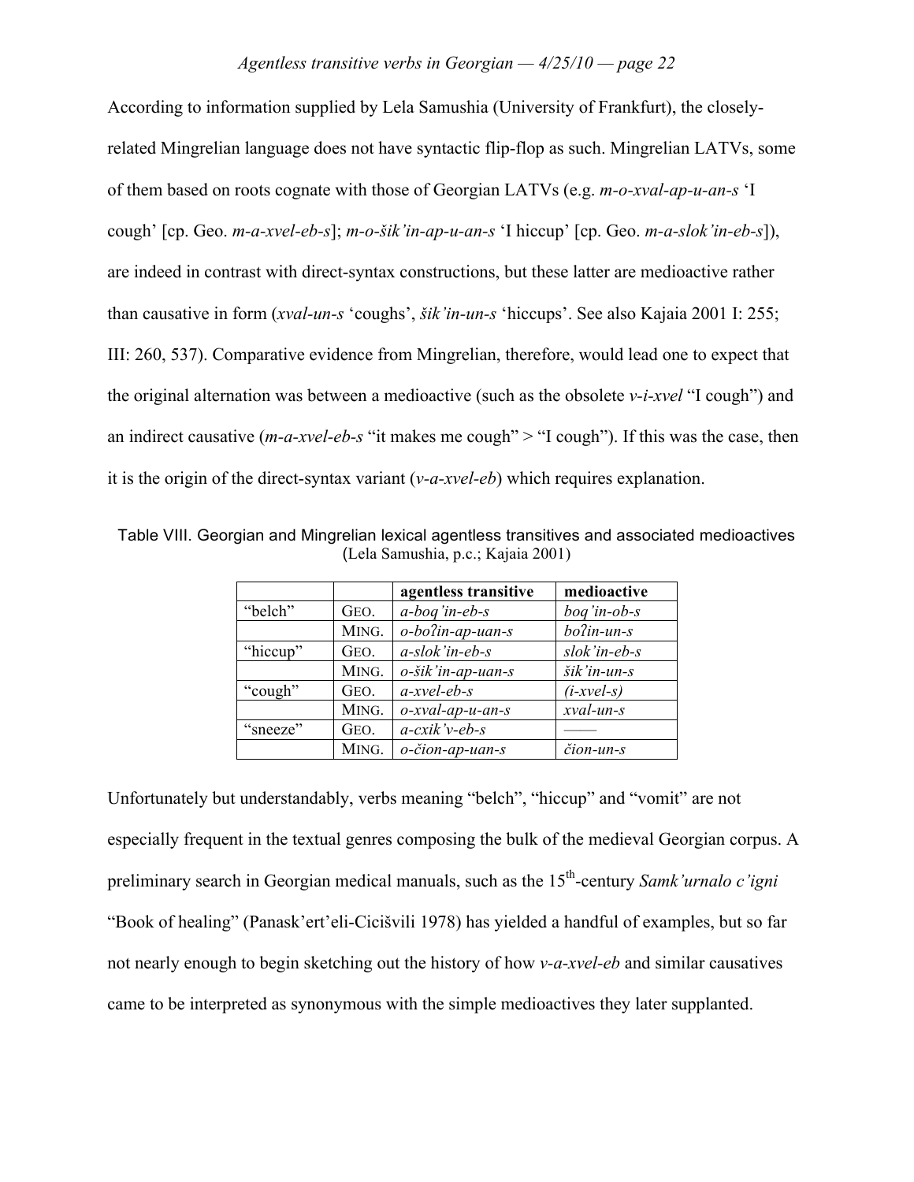According to information supplied by Lela Samushia (University of Frankfurt), the closely-related Mingrelian language does not have syntactic flip-flop as such. Mingrelian LATVs, some of them based on roots cognate with those of Georgian LATVs (e.g. *m-o-xval-ap-u-an-s* 'I cough' [cp. Geo. *m-a-xvel-eb-s*]; *m-o-šik'in-ap-u-an-s* 'I hiccup' [cp. Geo. *m-a-slok'in-eb-s*]), are indeed in contrast with direct-syntax constructions, but these latter are medioactive rather than causative in form (*xval-un-s* 'coughs', *šik'in-un-s* 'hiccups'. See also Kajaia 2001 I: 255; III: 260, 537). Comparative evidence from Mingrelian, therefore, would lead one to expect that the original alternation was between a medioactive (such as the obsolete *v-i-xvel* "I cough") and an indirect causative (*m-a-xvel-eb-s* "it makes me cough" > "I cough"). If this was the case, then it is the origin of the direct-syntax variant (*v-a-xvel-eb*) which requires explanation.

Table VIII. Georgian and Mingrelian lexical agentless transitives and associated medioactives (Lela Samushia, p.c.; Kajaia 2001)

| | | **agentless transitive** | **medioactive** |
|---|---|---|---|
| "belch" | GEO. | *a-boq'in-eb-s* | *boq'in-ob-s* |
| | MING. | *o-boʔin-ap-uan-s* | *boʔin-un-s* |
| "hiccup" | GEO. | *a-slok'in-eb-s* | *slok'in-eb-s* |
| | MING. | *o-šik'in-ap-uan-s* | *šik'in-un-s* |
| "cough" | GEO. | *a-xvel-eb-s* | *(i-xvel-s)* |
| | MING. | *o-xval-ap-u-an-s* | *xval-un-s* |
| "sneeze" | GEO. | *a-cxik'v-eb-s* | —— |
| | MING. | *o-čion-ap-uan-s* | *čion-un-s* |

Unfortunately but understandably, verbs meaning "belch", "hiccup" and "vomit" are not especially frequent in the textual genres composing the bulk of the medieval Georgian corpus. A preliminary search in Georgian medical manuals, such as the 15th-century *Samk'urnalo c'igni* "Book of healing" (Panask'ert'eli-Cicišvili 1978) has yielded a handful of examples, but so far not nearly enough to begin sketching out the history of how *v-a-xvel-eb* and similar causatives came to be interpreted as synonymous with the simple medioactives they later supplanted.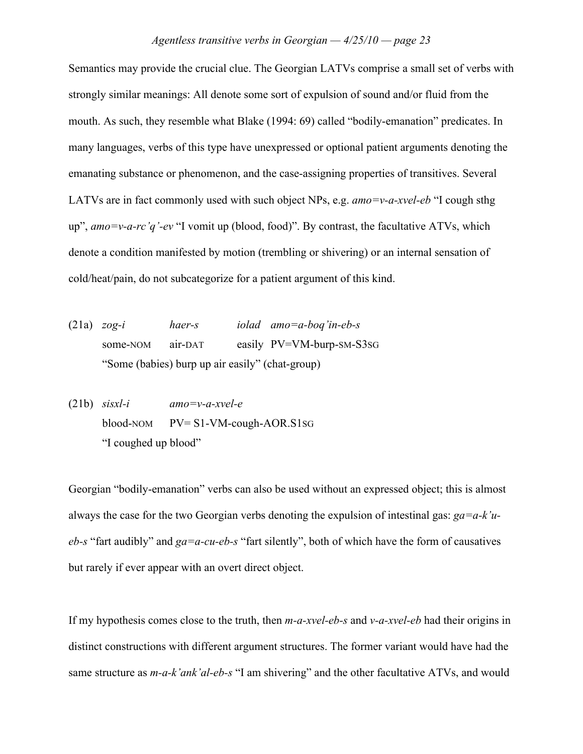Semantics may provide the crucial clue. The Georgian LATVs comprise a small set of verbs with strongly similar meanings: All denote some sort of expulsion of sound and/or fluid from the mouth. As such, they resemble what Blake (1994: 69) called "bodily-emanation" predicates. In many languages, verbs of this type have unexpressed or optional patient arguments denoting the emanating substance or phenomenon, and the case-assigning properties of transitives. Several LATVs are in fact commonly used with such object NPs, e.g. *amo=v-a-xvel-eb* "I cough sthg up", *amo=v-a-rc'q'-ev* "I vomit up (blood, food)". By contrast, the facultative ATVs, which denote a condition manifested by motion (trembling or shivering) or an internal sensation of cold/heat/pain, do not subcategorize for a patient argument of this kind.

(21a) *zog-i* *haer-s* *iolad* *amo=a-boq'in-eb-s*
some-NOM air-DAT easily PV=VM-burp-SM-S3SG
"Some (babies) burp up air easily" (chat-group)

(21b) *sisxl-i* *amo=v-a-xvel-e*
blood-NOM PV= S1-VM-cough-AOR.S1SG
"I coughed up blood"

Georgian "bodily-emanation" verbs can also be used without an expressed object; this is almost always the case for the two Georgian verbs denoting the expulsion of intestinal gas: *ga=a-k'u-eb-s* "fart audibly" and *ga=a-cu-eb-s* "fart silently", both of which have the form of causatives but rarely if ever appear with an overt direct object.

If my hypothesis comes close to the truth, then *m-a-xvel-eb-s* and *v-a-xvel-eb* had their origins in distinct constructions with different argument structures. The former variant would have had the same structure as *m-a-k'ank'al-eb-s* "I am shivering" and the other facultative ATVs, and would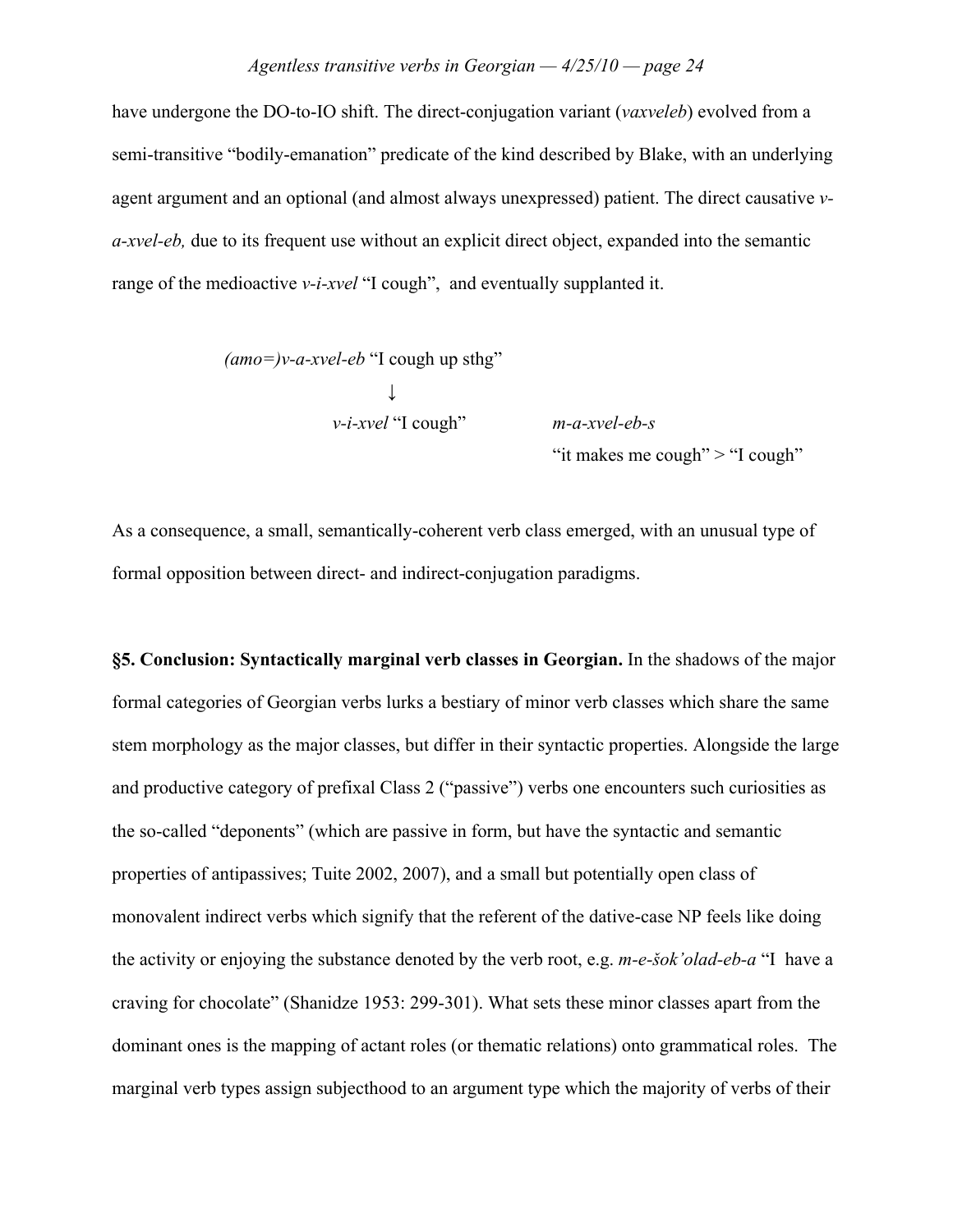have undergone the DO-to-IO shift. The direct-conjugation variant (*vaxveleb*) evolved from a semi-transitive "bodily-emanation" predicate of the kind described by Blake, with an underlying agent argument and an optional (and almost always unexpressed) patient. The direct causative *v-a-xvel-eb,* due to its frequent use without an explicit direct object, expanded into the semantic range of the medioactive *v-i-xvel* "I cough", and eventually supplanted it.

*(amo=)v-a-xvel-eb* "I cough up sthg"

↓

*v-i-xvel* "I cough"   *m-a-xvel-eb-s*
"it makes me cough" > "I cough"

As a consequence, a small, semantically-coherent verb class emerged, with an unusual type of formal opposition between direct- and indirect-conjugation paradigms.

**§5. Conclusion: Syntactically marginal verb classes in Georgian.** In the shadows of the major formal categories of Georgian verbs lurks a bestiary of minor verb classes which share the same stem morphology as the major classes, but differ in their syntactic properties. Alongside the large and productive category of prefixal Class 2 ("passive") verbs one encounters such curiosities as the so-called "deponents" (which are passive in form, but have the syntactic and semantic properties of antipassives; Tuite 2002, 2007), and a small but potentially open class of monovalent indirect verbs which signify that the referent of the dative-case NP feels like doing the activity or enjoying the substance denoted by the verb root, e.g. *m-e-šok'olad-eb-a* "I have a craving for chocolate" (Shanidze 1953: 299-301). What sets these minor classes apart from the dominant ones is the mapping of actant roles (or thematic relations) onto grammatical roles. The marginal verb types assign subjecthood to an argument type which the majority of verbs of their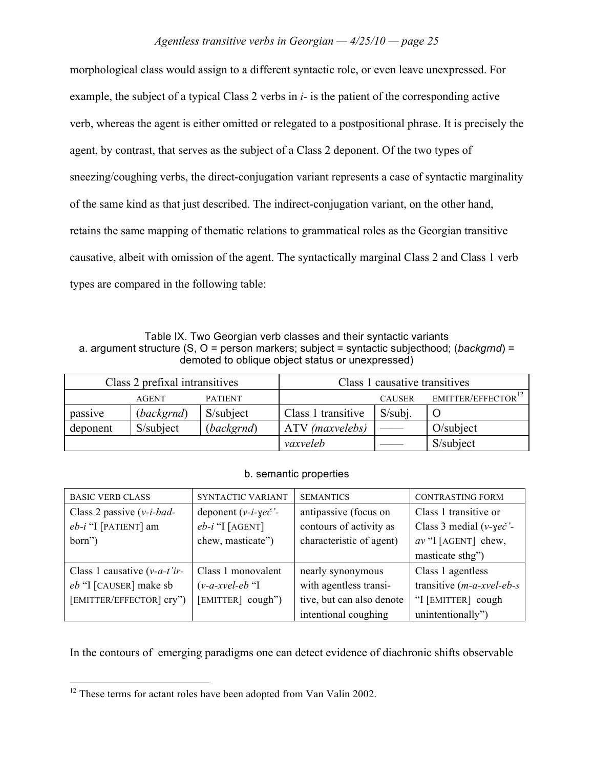morphological class would assign to a different syntactic role, or even leave unexpressed. For example, the subject of a typical Class 2 verbs in *i-* is the patient of the corresponding active verb, whereas the agent is either omitted or relegated to a postpositional phrase. It is precisely the agent, by contrast, that serves as the subject of a Class 2 deponent. Of the two types of sneezing/coughing verbs, the direct-conjugation variant represents a case of syntactic marginality of the same kind as that just described. The indirect-conjugation variant, on the other hand, retains the same mapping of thematic relations to grammatical roles as the Georgian transitive causative, albeit with omission of the agent. The syntactically marginal Class 2 and Class 1 verb types are compared in the following table:

Table IX. Two Georgian verb classes and their syntactic variants
a. argument structure (S, O = person markers; subject = syntactic subjecthood; (*backgrnd*) = demoted to oblique object status or unexpressed)

| Class 2 prefixal intransitives | | | Class 1 causative transitives | | |
|---|---|---|---|---|---|
| | AGENT | PATIENT | | CAUSER | EMITTER/EFFECTOR[12] |
| passive | (*backgrnd*) | S/subject | Class 1 transitive | S/subj. | O |
| deponent | S/subject | (*backgrnd*) | ATV *(maxvelebs)* | —— | O/subject |
| | | | *vaxveleb* | —— | S/subject |

b. semantic properties

| BASIC VERB CLASS | SYNTACTIC VARIANT | SEMANTICS | CONTRASTING FORM |
|---|---|---|---|
| Class 2 passive (*v-i-bad-eb-i* "I [PATIENT] am born") | deponent (*v-i-γeč'-eb-i* "I [AGENT] chew, masticate") | antipassive (focus on contours of activity as characteristic of agent) | Class 1 transitive or Class 3 medial (*v-γeč'-av* "I [AGENT] chew, masticate sthg") |
| Class 1 causative (*v-a-t'ir-eb* "I [CAUSER] make sb [EMITTER/EFFECTOR] cry") | Class 1 monovalent (*v-a-xvel-eb* "I [EMITTER] cough") | nearly synonymous with agentless transitive, but can also denote intentional coughing | Class 1 agentless transitive (*m-a-xvel-eb-s* "I [EMITTER] cough unintentionally") |

In the contours of emerging paradigms one can detect evidence of diachronic shifts observable

[12] These terms for actant roles have been adopted from Van Valin 2002.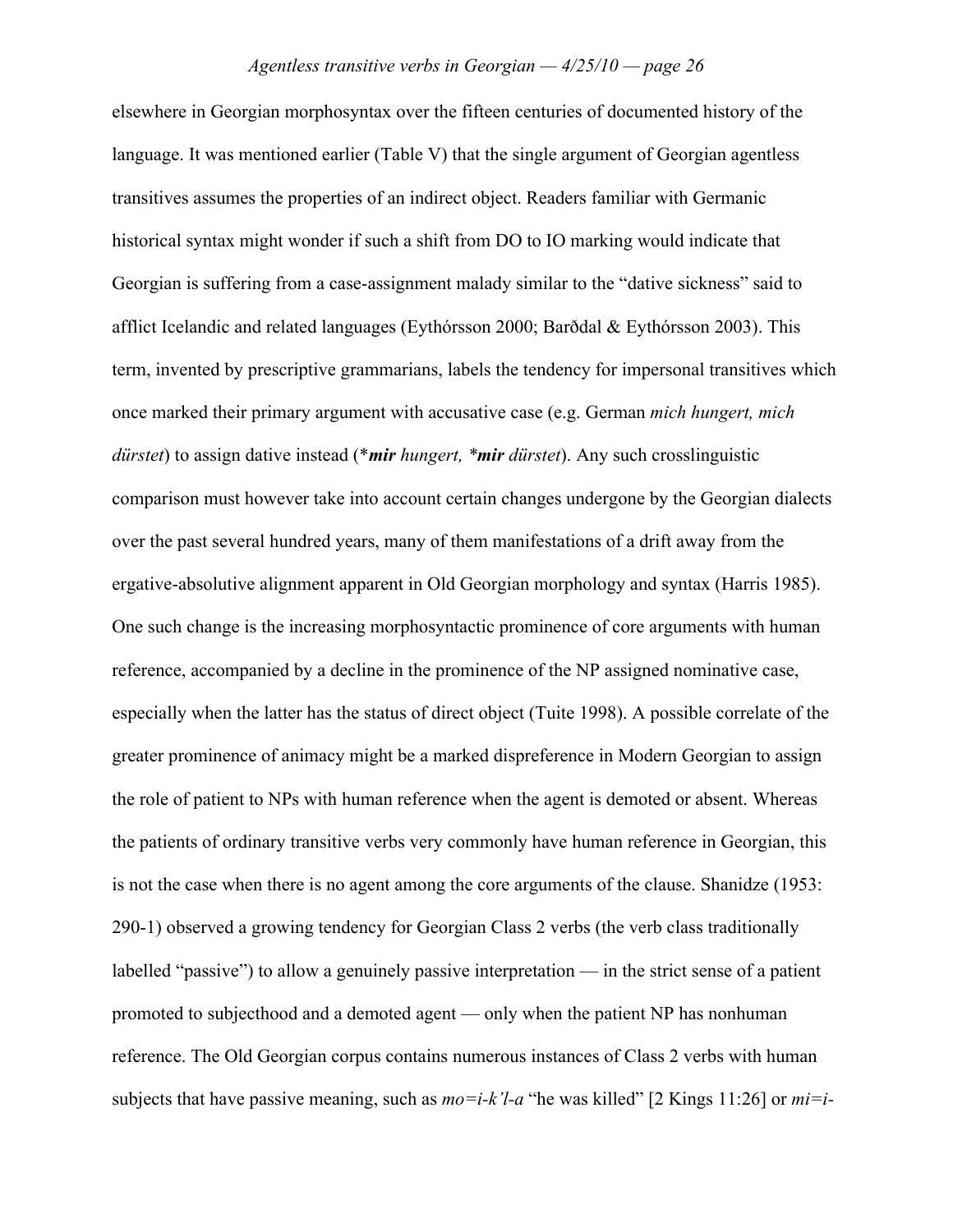elsewhere in Georgian morphosyntax over the fifteen centuries of documented history of the language. It was mentioned earlier (Table V) that the single argument of Georgian agentless transitives assumes the properties of an indirect object. Readers familiar with Germanic historical syntax might wonder if such a shift from DO to IO marking would indicate that Georgian is suffering from a case-assignment malady similar to the "dative sickness" said to afflict Icelandic and related languages (Eythórsson 2000; Barðdal & Eythórsson 2003). This term, invented by prescriptive grammarians, labels the tendency for impersonal transitives which once marked their primary argument with accusative case (e.g. German *mich hungert, mich dürstet*) to assign dative instead (**mir* *hungert,* **mir* *dürstet*). Any such crosslinguistic comparison must however take into account certain changes undergone by the Georgian dialects over the past several hundred years, many of them manifestations of a drift away from the ergative-absolutive alignment apparent in Old Georgian morphology and syntax (Harris 1985). One such change is the increasing morphosyntactic prominence of core arguments with human reference, accompanied by a decline in the prominence of the NP assigned nominative case, especially when the latter has the status of direct object (Tuite 1998). A possible correlate of the greater prominence of animacy might be a marked dispreference in Modern Georgian to assign the role of patient to NPs with human reference when the agent is demoted or absent. Whereas the patients of ordinary transitive verbs very commonly have human reference in Georgian, this is not the case when there is no agent among the core arguments of the clause. Shanidze (1953: 290-1) observed a growing tendency for Georgian Class 2 verbs (the verb class traditionally labelled "passive") to allow a genuinely passive interpretation — in the strict sense of a patient promoted to subjecthood and a demoted agent — only when the patient NP has nonhuman reference. The Old Georgian corpus contains numerous instances of Class 2 verbs with human subjects that have passive meaning, such as *mo=i-k'l-a* "he was killed" [2 Kings 11:26] or *mi=i-*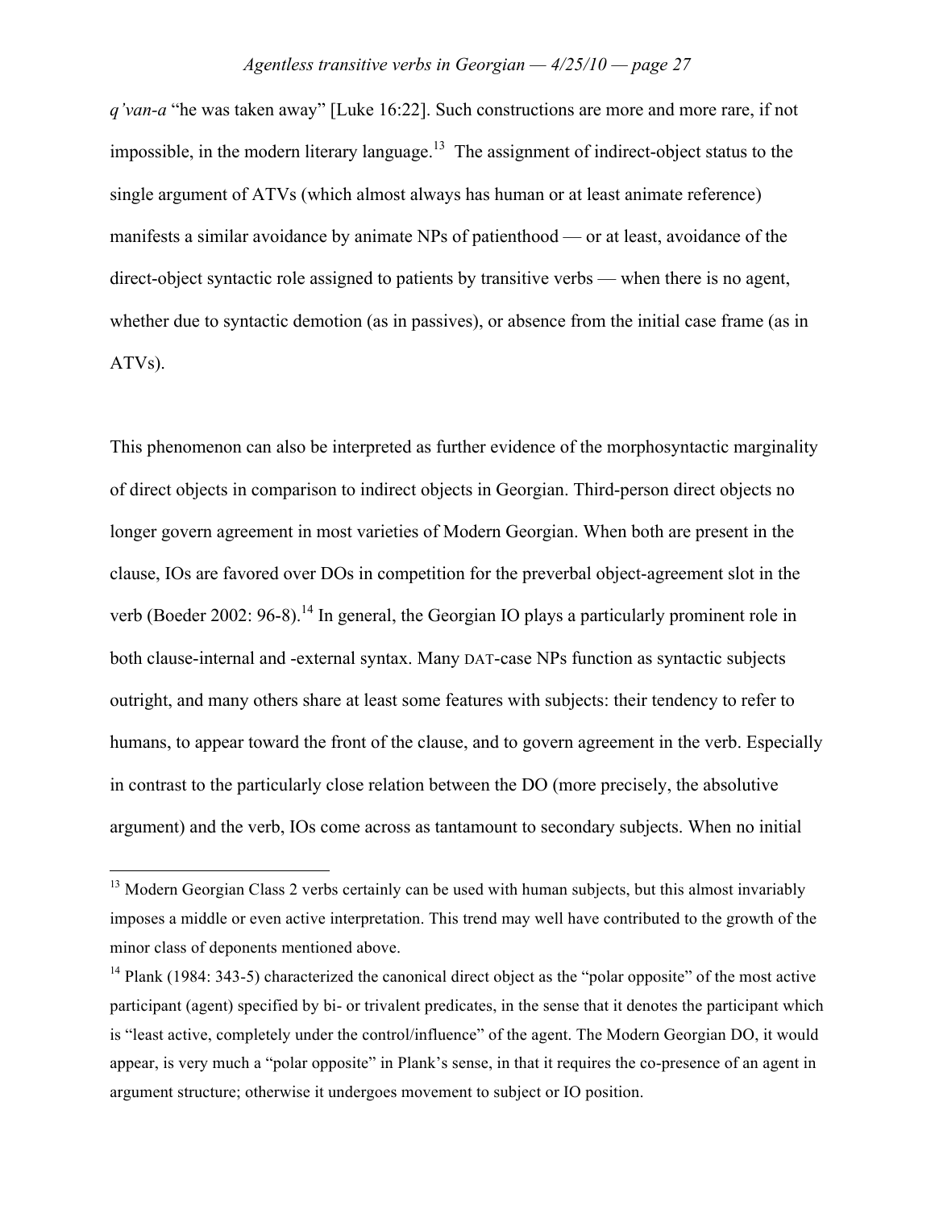*q'van-a* "he was taken away" [Luke 16:22]. Such constructions are more and more rare, if not impossible, in the modern literary language.[13] The assignment of indirect-object status to the single argument of ATVs (which almost always has human or at least animate reference) manifests a similar avoidance by animate NPs of patienthood — or at least, avoidance of the direct-object syntactic role assigned to patients by transitive verbs — when there is no agent, whether due to syntactic demotion (as in passives), or absence from the initial case frame (as in ATVs).

This phenomenon can also be interpreted as further evidence of the morphosyntactic marginality of direct objects in comparison to indirect objects in Georgian. Third-person direct objects no longer govern agreement in most varieties of Modern Georgian. When both are present in the clause, IOs are favored over DOs in competition for the preverbal object-agreement slot in the verb (Boeder 2002: 96-8).[14] In general, the Georgian IO plays a particularly prominent role in both clause-internal and -external syntax. Many DAT-case NPs function as syntactic subjects outright, and many others share at least some features with subjects: their tendency to refer to humans, to appear toward the front of the clause, and to govern agreement in the verb. Especially in contrast to the particularly close relation between the DO (more precisely, the absolutive argument) and the verb, IOs come across as tantamount to secondary subjects. When no initial

[13] Modern Georgian Class 2 verbs certainly can be used with human subjects, but this almost invariably imposes a middle or even active interpretation. This trend may well have contributed to the growth of the minor class of deponents mentioned above.

[14] Plank (1984: 343-5) characterized the canonical direct object as the "polar opposite" of the most active participant (agent) specified by bi- or trivalent predicates, in the sense that it denotes the participant which is "least active, completely under the control/influence" of the agent. The Modern Georgian DO, it would appear, is very much a "polar opposite" in Plank's sense, in that it requires the co-presence of an agent in argument structure; otherwise it undergoes movement to subject or IO position.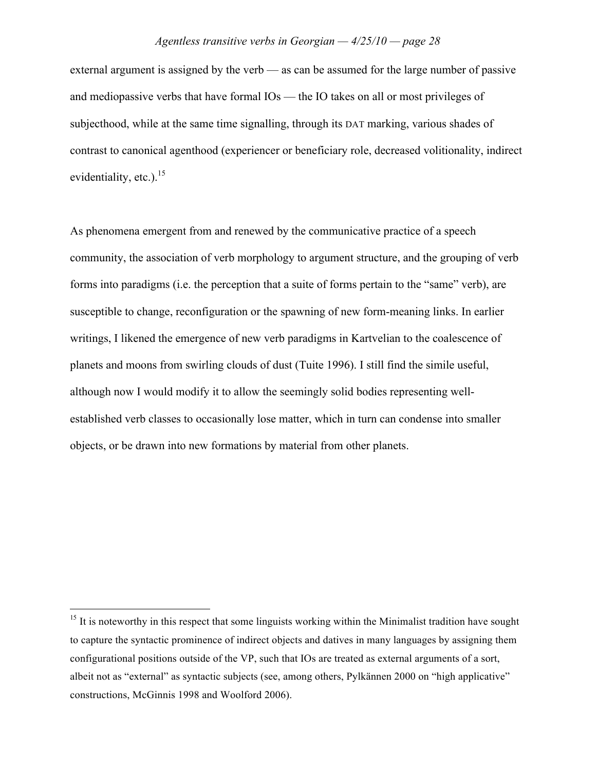external argument is assigned by the verb — as can be assumed for the large number of passive and mediopassive verbs that have formal IOs — the IO takes on all or most privileges of subjecthood, while at the same time signalling, through its DAT marking, various shades of contrast to canonical agenthood (experiencer or beneficiary role, decreased volitionality, indirect evidentiality, etc.).[15]

As phenomena emergent from and renewed by the communicative practice of a speech community, the association of verb morphology to argument structure, and the grouping of verb forms into paradigms (i.e. the perception that a suite of forms pertain to the "same" verb), are susceptible to change, reconfiguration or the spawning of new form-meaning links. In earlier writings, I likened the emergence of new verb paradigms in Kartvelian to the coalescence of planets and moons from swirling clouds of dust (Tuite 1996). I still find the simile useful, although now I would modify it to allow the seemingly solid bodies representing well-established verb classes to occasionally lose matter, which in turn can condense into smaller objects, or be drawn into new formations by material from other planets.

---

[15] It is noteworthy in this respect that some linguists working within the Minimalist tradition have sought to capture the syntactic prominence of indirect objects and datives in many languages by assigning them configurational positions outside of the VP, such that IOs are treated as external arguments of a sort, albeit not as "external" as syntactic subjects (see, among others, Pylkännen 2000 on "high applicative" constructions, McGinnis 1998 and Woolford 2006).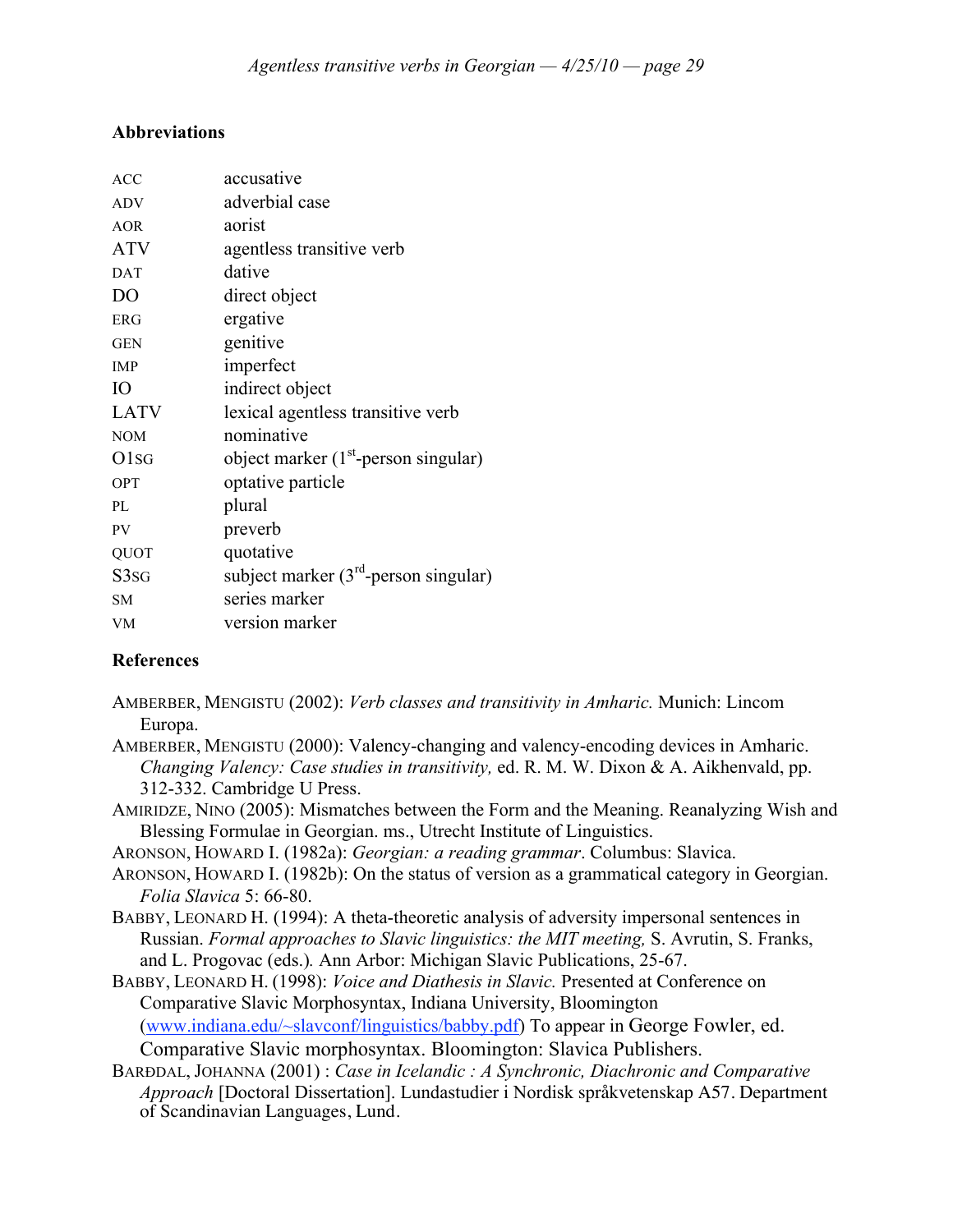### Abbreviations

| | |
|---|---|
| ACC | accusative |
| ADV | adverbial case |
| AOR | aorist |
| ATV | agentless transitive verb |
| DAT | dative |
| DO | direct object |
| ERG | ergative |
| GEN | genitive |
| IMP | imperfect |
| IO | indirect object |
| LATV | lexical agentless transitive verb |
| NOM | nominative |
| O1SG | object marker (1st-person singular) |
| OPT | optative particle |
| PL | plural |
| PV | preverb |
| QUOT | quotative |
| S3SG | subject marker (3rd-person singular) |
| SM | series marker |
| VM | version marker |

### References

AMBERBER, MENGISTU (2002): *Verb classes and transitivity in Amharic.* Munich: Lincom Europa.

AMBERBER, MENGISTU (2000): Valency-changing and valency-encoding devices in Amharic. *Changing Valency: Case studies in transitivity,* ed. R. M. W. Dixon & A. Aikhenvald, pp. 312-332. Cambridge U Press.

AMIRIDZE, NINO (2005): Mismatches between the Form and the Meaning. Reanalyzing Wish and Blessing Formulae in Georgian. ms., Utrecht Institute of Linguistics.

ARONSON, HOWARD I. (1982a): *Georgian: a reading grammar*. Columbus: Slavica.

ARONSON, HOWARD I. (1982b): On the status of version as a grammatical category in Georgian. *Folia Slavica* 5: 66-80.

BABBY, LEONARD H. (1994): A theta-theoretic analysis of adversity impersonal sentences in Russian. *Formal approaches to Slavic linguistics: the MIT meeting,* S. Avrutin, S. Franks, and L. Progovac (eds.)*.* Ann Arbor: Michigan Slavic Publications, 25-67.

BABBY, LEONARD H. (1998): *Voice and Diathesis in Slavic.* Presented at Conference on Comparative Slavic Morphosyntax, Indiana University, Bloomington (www.indiana.edu/~slavconf/linguistics/babby.pdf) To appear in George Fowler, ed. Comparative Slavic morphosyntax. Bloomington: Slavica Publishers.

BARÐDAL, JOHANNA (2001) : *Case in Icelandic : A Synchronic, Diachronic and Comparative Approach* [Doctoral Dissertation]. Lundastudier i Nordisk språkvetenskap A57. Department of Scandinavian Languages, Lund.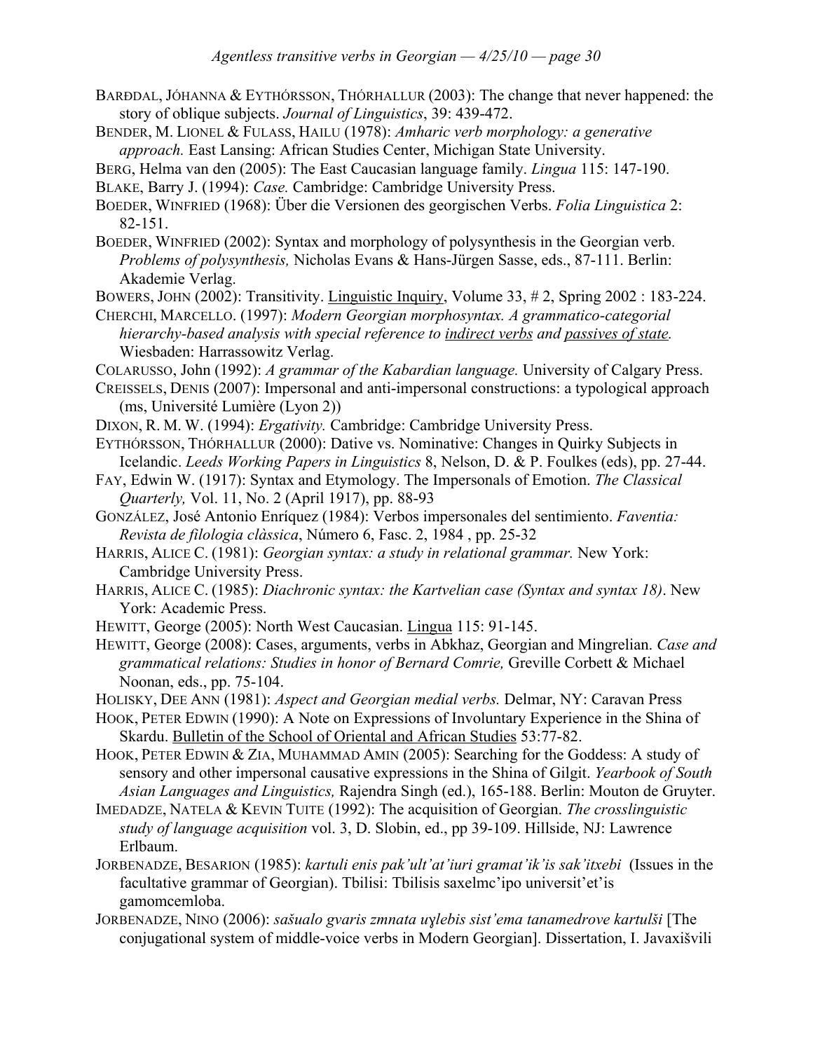BARÐDAL, JÓHANNA & EYTHÓRSSON, THÓRHALLUR (2003): The change that never happened: the story of oblique subjects. *Journal of Linguistics*, 39: 439-472.

BENDER, M. LIONEL & FULASS, HAILU (1978): *Amharic verb morphology: a generative approach.* East Lansing: African Studies Center, Michigan State University.

BERG, Helma van den (2005): The East Caucasian language family. *Lingua* 115: 147-190.

BLAKE, Barry J. (1994): *Case.* Cambridge: Cambridge University Press.

BOEDER, WINFRIED (1968): Über die Versionen des georgischen Verbs. *Folia Linguistica* 2: 82-151.

BOEDER, WINFRIED (2002): Syntax and morphology of polysynthesis in the Georgian verb. *Problems of polysynthesis,* Nicholas Evans & Hans-Jürgen Sasse, eds., 87-111. Berlin: Akademie Verlag.

BOWERS, JOHN (2002): Transitivity. Linguistic Inquiry, Volume 33, # 2, Spring 2002 : 183-224.

CHERCHI, MARCELLO. (1997): *Modern Georgian morphosyntax. A grammatico-categorial hierarchy-based analysis with special reference to indirect verbs and passives of state.* Wiesbaden: Harrassowitz Verlag.

COLARUSSO, John (1992): *A grammar of the Kabardian language.* University of Calgary Press.

CREISSELS, DENIS (2007): Impersonal and anti-impersonal constructions: a typological approach (ms, Université Lumière (Lyon 2))

DIXON, R. M. W. (1994): *Ergativity.* Cambridge: Cambridge University Press.

EYTHÓRSSON, THÓRHALLUR (2000): Dative vs. Nominative: Changes in Quirky Subjects in Icelandic. *Leeds Working Papers in Linguistics* 8, Nelson, D. & P. Foulkes (eds), pp. 27-44.

FAY, Edwin W. (1917): Syntax and Etymology. The Impersonals of Emotion. *The Classical Quarterly,* Vol. 11, No. 2 (April 1917), pp. 88-93

GONZÁLEZ, José Antonio Enríquez (1984): Verbos impersonales del sentimiento. *Faventia: Revista de filologia clàssica*, Número 6, Fasc. 2, 1984 , pp. 25-32

HARRIS, ALICE C. (1981): *Georgian syntax: a study in relational grammar.* New York: Cambridge University Press.

HARRIS, ALICE C. (1985): *Diachronic syntax: the Kartvelian case (Syntax and syntax 18)*. New York: Academic Press.

HEWITT, George (2005): North West Caucasian. Lingua 115: 91-145.

HEWITT, George (2008): Cases, arguments, verbs in Abkhaz, Georgian and Mingrelian. *Case and grammatical relations: Studies in honor of Bernard Comrie,* Greville Corbett & Michael Noonan, eds., pp. 75-104.

HOLISKY, DEE ANN (1981): *Aspect and Georgian medial verbs.* Delmar, NY: Caravan Press

HOOK, PETER EDWIN (1990): A Note on Expressions of Involuntary Experience in the Shina of Skardu. Bulletin of the School of Oriental and African Studies 53:77-82.

HOOK, PETER EDWIN & ZIA, MUHAMMAD AMIN (2005): Searching for the Goddess: A study of sensory and other impersonal causative expressions in the Shina of Gilgit. *Yearbook of South Asian Languages and Linguistics,* Rajendra Singh (ed.), 165-188. Berlin: Mouton de Gruyter.

IMEDADZE, NATELA & KEVIN TUITE (1992): The acquisition of Georgian. *The crosslinguistic study of language acquisition* vol. 3, D. Slobin, ed., pp 39-109. Hillside, NJ: Lawrence Erlbaum.

JORBENADZE, BESARION (1985): *kartuli enis pak'ult'at'iuri gramat'ik'is sak'itxebi* (Issues in the facultative grammar of Georgian). Tbilisi: Tbilisis saxelmc'ipo universit'et'is gamomcemloba.

JORBENADZE, NINO (2006): *sašualo gvaris zmnata uɣlebis sist'ema tanamedrove kartulši* [The conjugational system of middle-voice verbs in Modern Georgian]. Dissertation, I. Javaxišvili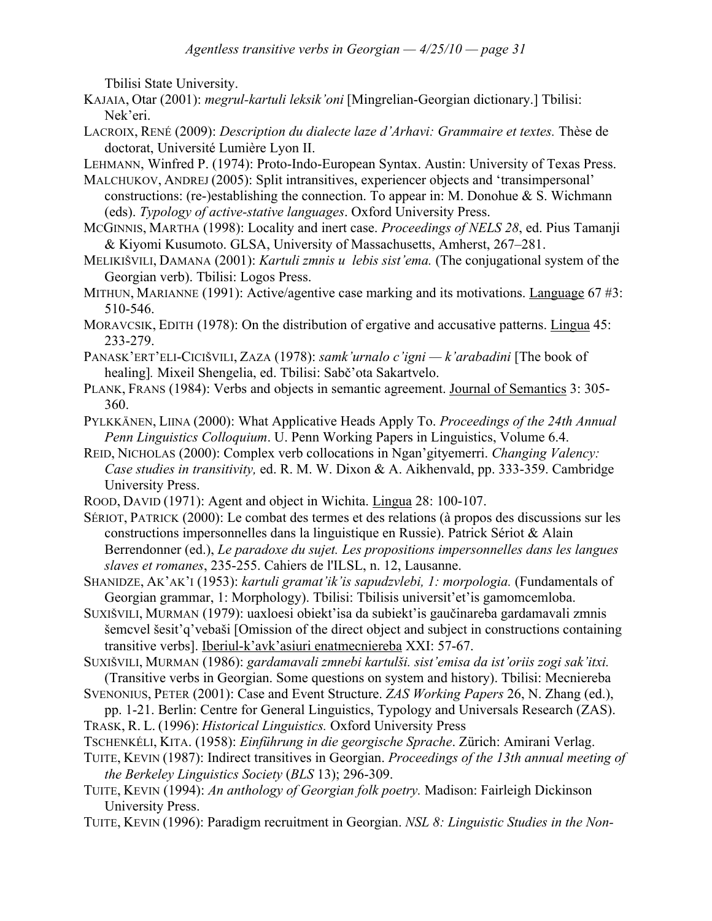Tbilisi State University.

KAJAIA, Otar (2001): *megrul-kartuli leksik'oni* [Mingrelian-Georgian dictionary.] Tbilisi: Nek'eri.

LACROIX, RENÉ (2009): *Description du dialecte laze d'Arhavi: Grammaire et textes.* Thèse de doctorat, Université Lumière Lyon II.

LEHMANN, Winfred P. (1974): Proto-Indo-European Syntax. Austin: University of Texas Press.

MALCHUKOV, ANDREJ (2005): Split intransitives, experiencer objects and 'transimpersonal' constructions: (re-)establishing the connection. To appear in: M. Donohue & S. Wichmann (eds). *Typology of active-stative languages*. Oxford University Press.

MCGINNIS, MARTHA (1998): Locality and inert case. *Proceedings of NELS 28*, ed. Pius Tamanji & Kiyomi Kusumoto. GLSA, University of Massachusetts, Amherst, 267–281.

MELIKIŠVILI, DAMANA (2001): *Kartuli zmnis u lebis sist'ema.* (The conjugational system of the Georgian verb). Tbilisi: Logos Press.

MITHUN, MARIANNE (1991): Active/agentive case marking and its motivations. Language 67 #3: 510-546.

MORAVCSIK, EDITH (1978): On the distribution of ergative and accusative patterns. Lingua 45: 233-279.

PANASK'ERT'ELI-CICIŠVILI, ZAZA (1978): *samk'urnalo c'igni — k'arabadini* [The book of healing]*.* Mixeil Shengelia, ed. Tbilisi: Sabč'ota Sakartvelo.

PLANK, FRANS (1984): Verbs and objects in semantic agreement. Journal of Semantics 3: 305-360.

PYLKKÄNEN, LIINA (2000): What Applicative Heads Apply To. *Proceedings of the 24th Annual Penn Linguistics Colloquium*. U. Penn Working Papers in Linguistics, Volume 6.4.

REID, NICHOLAS (2000): Complex verb collocations in Ngan'gityemerri. *Changing Valency: Case studies in transitivity,* ed. R. M. W. Dixon & A. Aikhenvald, pp. 333-359. Cambridge University Press.

ROOD, DAVID (1971): Agent and object in Wichita. Lingua 28: 100-107.

SÉRIOT, PATRICK (2000): Le combat des termes et des relations (à propos des discussions sur les constructions impersonnelles dans la linguistique en Russie). Patrick Sériot & Alain Berrendonner (ed.), *Le paradoxe du sujet. Les propositions impersonnelles dans les langues slaves et romanes*, 235-255. Cahiers de l'ILSL, n. 12, Lausanne.

SHANIDZE, AK'AK'I (1953): *kartuli gramat'ik'is sapudzvlebi, 1: morpologia.* (Fundamentals of Georgian grammar, 1: Morphology). Tbilisi: Tbilisis universit'et'is gamomcemloba.

SUXIŠVILI, MURMAN (1979): uaxloesi obiekt'isa da subiekt'is gaučinareba gardamavali zmnis šemcvel šesit'q'vebaši [Omission of the direct object and subject in constructions containing transitive verbs]. Iberiul-k'avk'asiuri enatmecniereba XXI: 57-67.

SUXIŠVILI, MURMAN (1986): *gardamavali zmnebi kartulši. sist'emisa da ist'oriis zogi sak'itxi.* (Transitive verbs in Georgian. Some questions on system and history). Tbilisi: Mecniereba

SVENONIUS, PETER (2001): Case and Event Structure. *ZAS Working Papers* 26, N. Zhang (ed.), pp. 1-21. Berlin: Centre for General Linguistics, Typology and Universals Research (ZAS).

TRASK, R. L. (1996): *Historical Linguistics.* Oxford University Press

TSCHENKÉLI, KITA. (1958): *Einführung in die georgische Sprache*. Zürich: Amirani Verlag.

TUITE, KEVIN (1987): Indirect transitives in Georgian. *Proceedings of the 13th annual meeting of the Berkeley Linguistics Society* (*BLS* 13); 296-309.

TUITE, KEVIN (1994): *An anthology of Georgian folk poetry.* Madison: Fairleigh Dickinson University Press.

TUITE, KEVIN (1996): Paradigm recruitment in Georgian. *NSL 8: Linguistic Studies in the Non-*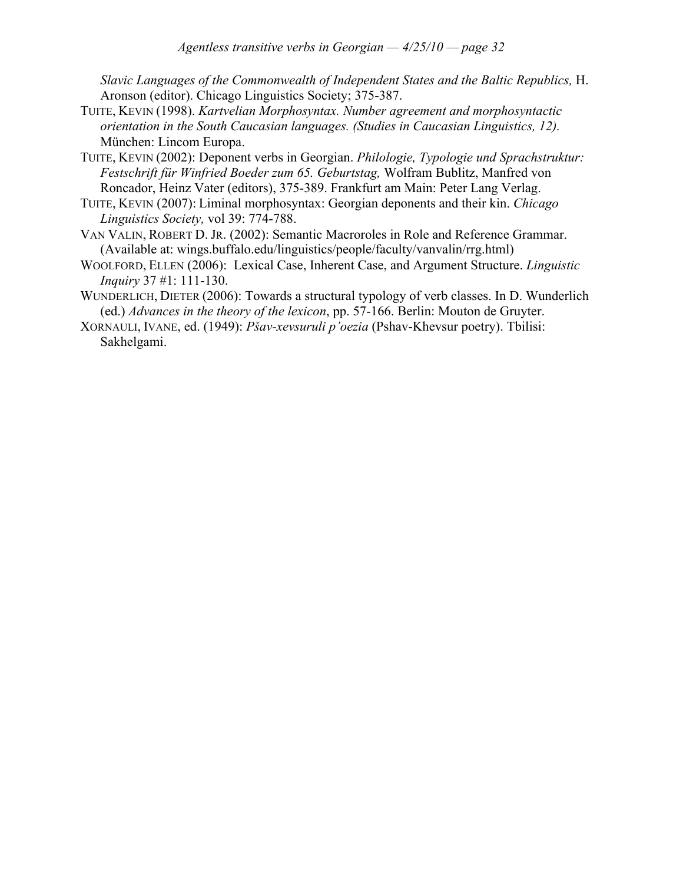*Slavic Languages of the Commonwealth of Independent States and the Baltic Republics,* H. Aronson (editor). Chicago Linguistics Society; 375-387.

TUITE, KEVIN (1998). *Kartvelian Morphosyntax. Number agreement and morphosyntactic orientation in the South Caucasian languages. (Studies in Caucasian Linguistics, 12).* München: Lincom Europa.

TUITE, KEVIN (2002): Deponent verbs in Georgian. *Philologie, Typologie und Sprachstruktur: Festschrift für Winfried Boeder zum 65. Geburtstag,* Wolfram Bublitz, Manfred von Roncador, Heinz Vater (editors), 375-389. Frankfurt am Main: Peter Lang Verlag.

TUITE, KEVIN (2007): Liminal morphosyntax: Georgian deponents and their kin. *Chicago Linguistics Society,* vol 39: 774-788.

VAN VALIN, ROBERT D. JR. (2002): Semantic Macroroles in Role and Reference Grammar. (Available at: wings.buffalo.edu/linguistics/people/faculty/vanvalin/rrg.html)

WOOLFORD, ELLEN (2006): Lexical Case, Inherent Case, and Argument Structure. *Linguistic Inquiry* 37 #1: 111-130.

WUNDERLICH, DIETER (2006): Towards a structural typology of verb classes. In D. Wunderlich (ed.) *Advances in the theory of the lexicon*, pp. 57-166. Berlin: Mouton de Gruyter.

XORNAULI, IVANE, ed. (1949): *Pšav-xevsuruli p'oezia* (Pshav-Khevsur poetry). Tbilisi: Sakhelgami.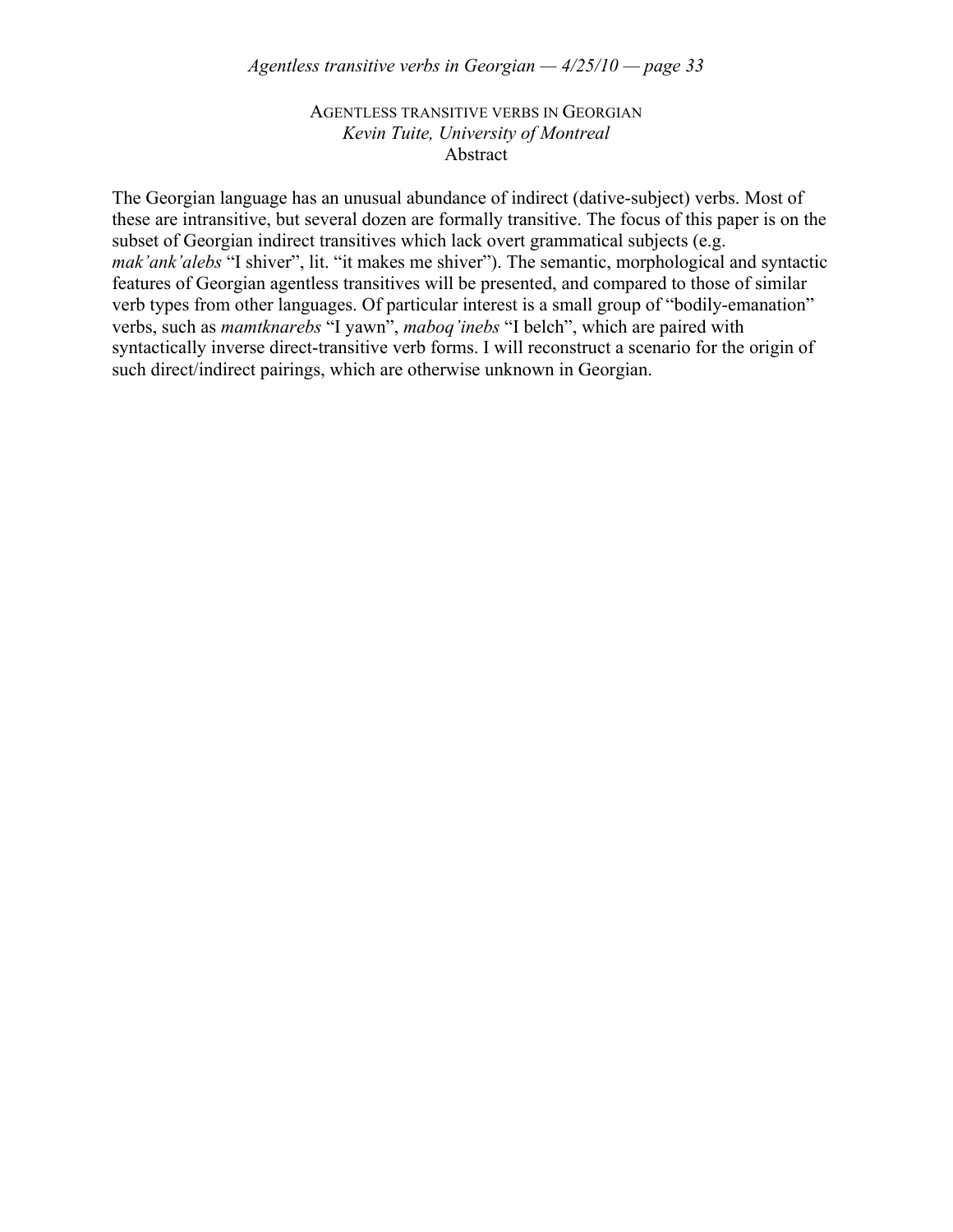AGENTLESS TRANSITIVE VERBS IN GEORGIAN

*Kevin Tuite, University of Montreal*

Abstract

The Georgian language has an unusual abundance of indirect (dative-subject) verbs. Most of these are intransitive, but several dozen are formally transitive. The focus of this paper is on the subset of Georgian indirect transitives which lack overt grammatical subjects (e.g. *mak'ank'alebs* "I shiver", lit. "it makes me shiver"). The semantic, morphological and syntactic features of Georgian agentless transitives will be presented, and compared to those of similar verb types from other languages. Of particular interest is a small group of "bodily-emanation" verbs, such as *mamtknarebs* "I yawn", *maboq'inebs* "I belch", which are paired with syntactically inverse direct-transitive verb forms. I will reconstruct a scenario for the origin of such direct/indirect pairings, which are otherwise unknown in Georgian.